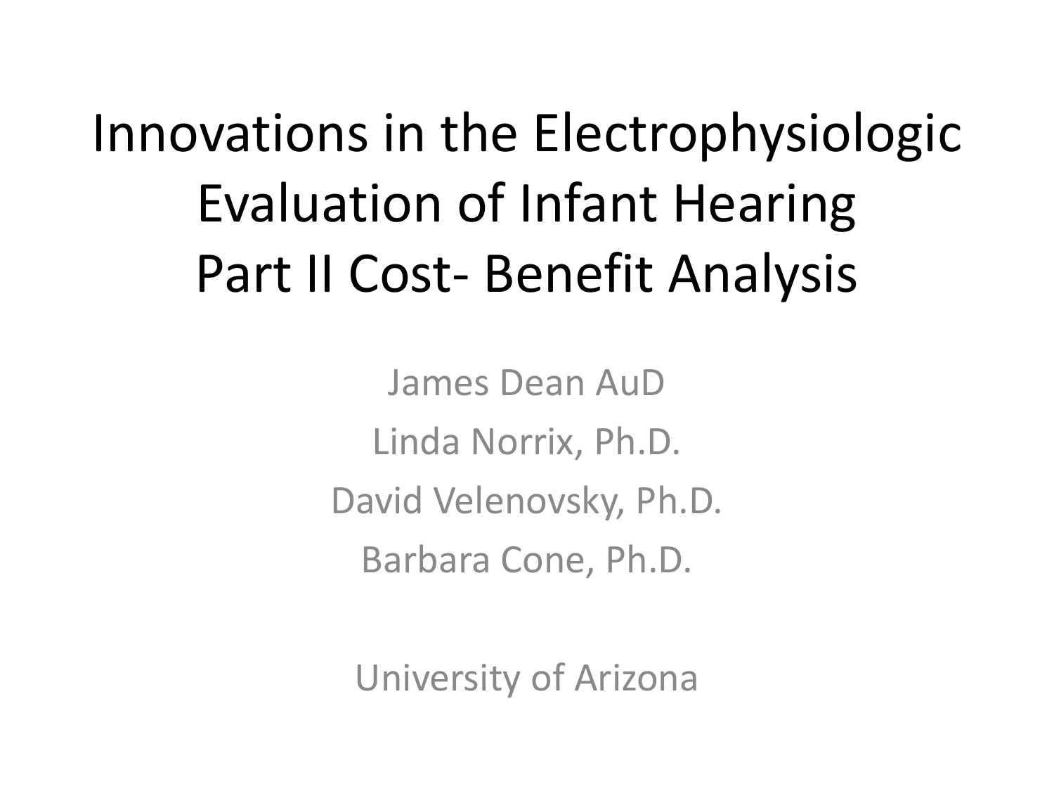# Innovations in the Electrophysiologic Evaluation of Infant Hearing Part II Cost- Benefit Analysis

James Dean AuD

Linda Norrix, Ph.D.

David Velenovsky, Ph.D.

Barbara Cone, Ph.D.

University of Arizona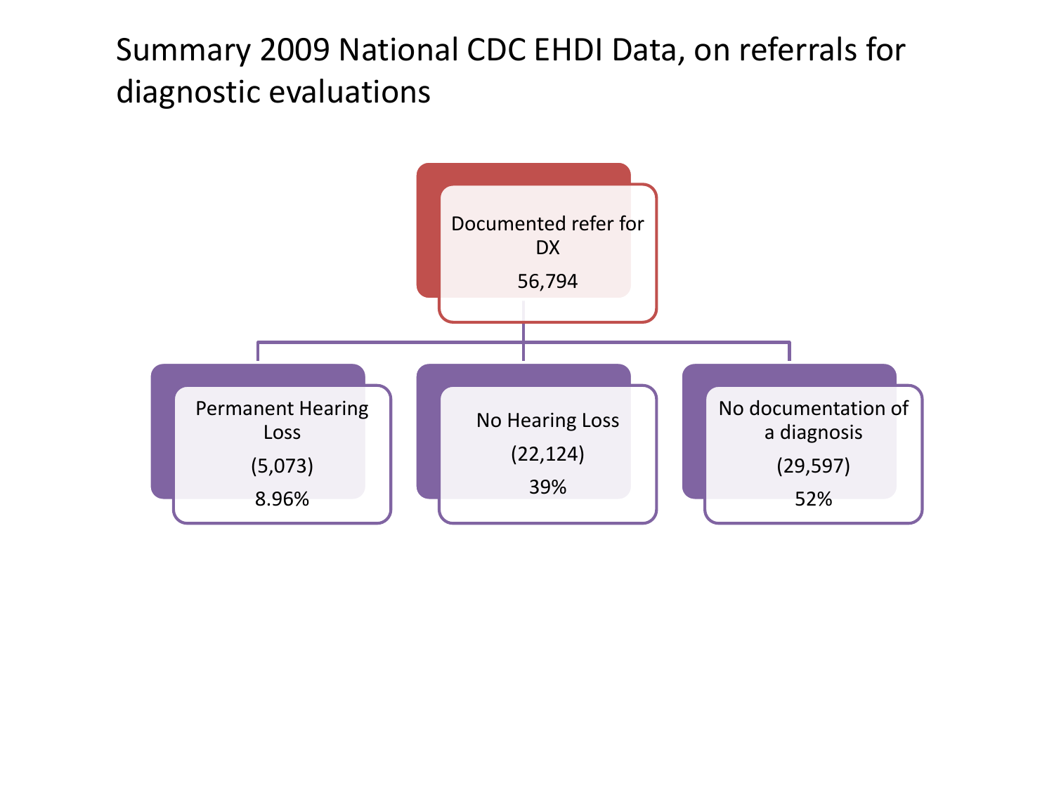# Summary 2009 National CDC EHDI Data, on referrals for diagnostic evaluations

**Documented refer for DX**
56,794

- **Permanent Hearing Loss**
  (5,073)
  8.96%
- **No Hearing Loss**
  (22,124)
  39%
- **No documentation of a diagnosis**
  (29,597)
  52%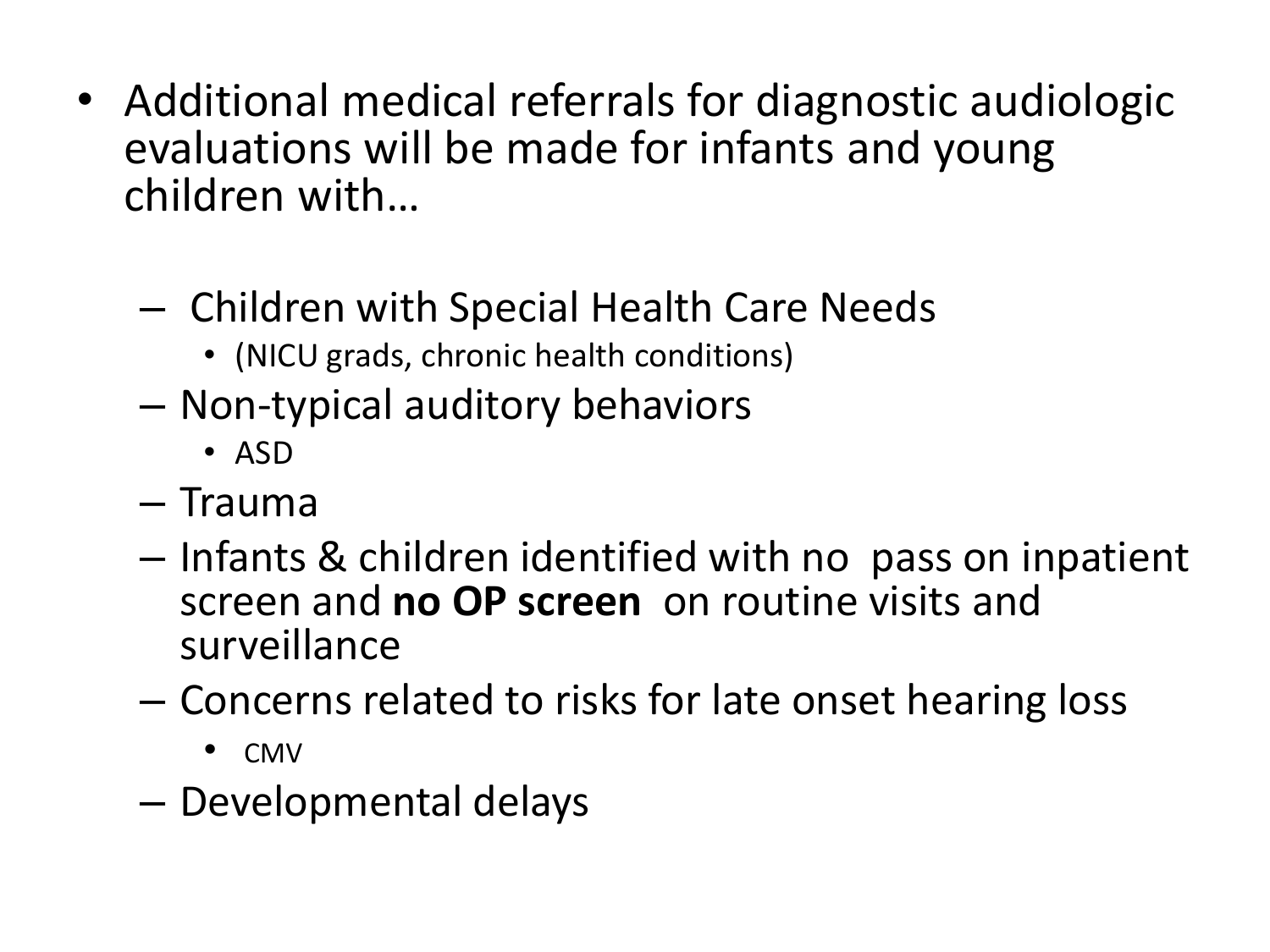- Additional medical referrals for diagnostic audiologic evaluations will be made for infants and young children with…
  - Children with Special Health Care Needs
    - (NICU grads, chronic health conditions)
  - Non-typical auditory behaviors
    - ASD
  - Trauma
  - Infants & children identified with no pass on inpatient screen and **no OP screen** on routine visits and surveillance
  - Concerns related to risks for late onset hearing loss
    - CMV
  - Developmental delays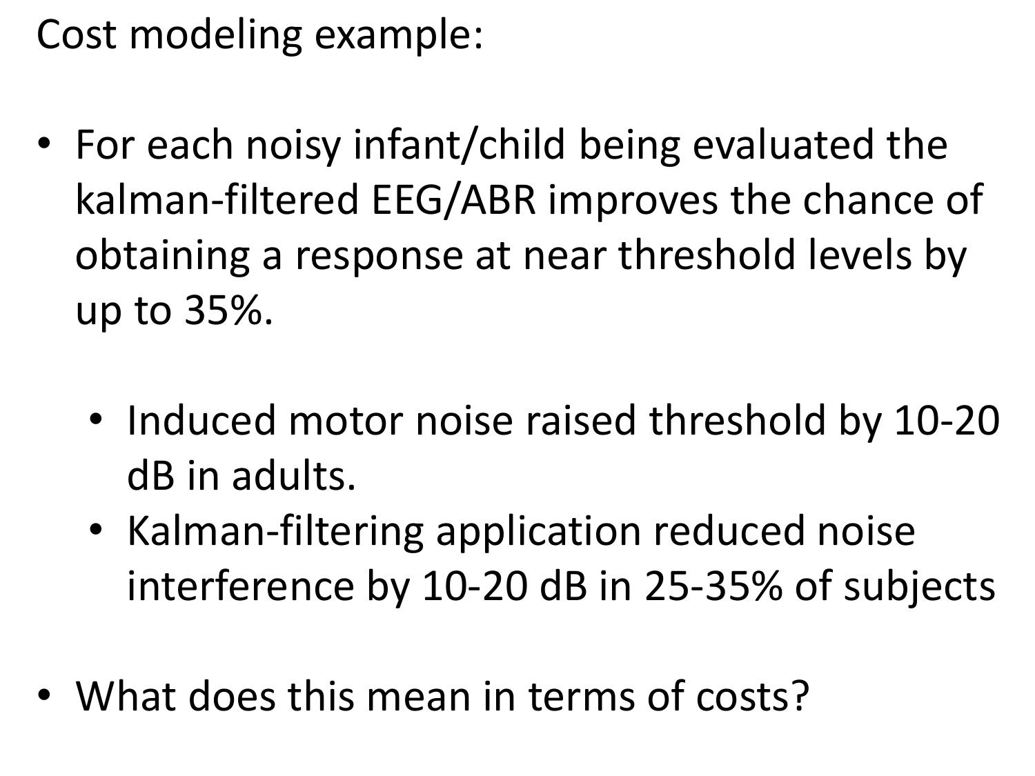Cost modeling example:

- For each noisy infant/child being evaluated the kalman-filtered EEG/ABR improves the chance of obtaining a response at near threshold levels by up to 35%.
  - Induced motor noise raised threshold by 10-20 dB in adults.
  - Kalman-filtering application reduced noise interference by 10-20 dB in 25-35% of subjects
- What does this mean in terms of costs?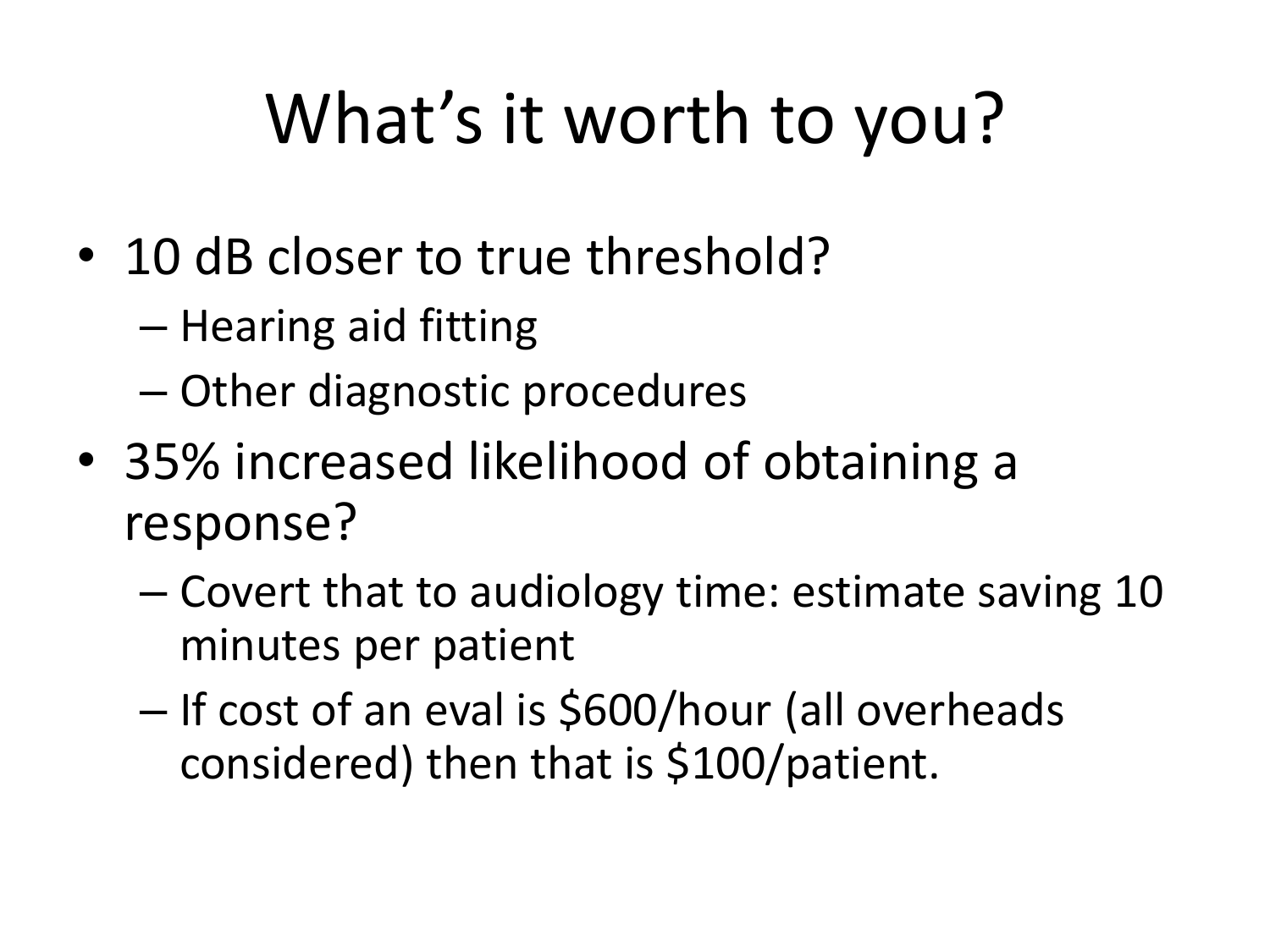# What's it worth to you?

- 10 dB closer to true threshold?
  - Hearing aid fitting
  - Other diagnostic procedures
- 35% increased likelihood of obtaining a response?
  - Covert that to audiology time: estimate saving 10 minutes per patient
  - If cost of an eval is $600/hour (all overheads considered) then that is $100/patient.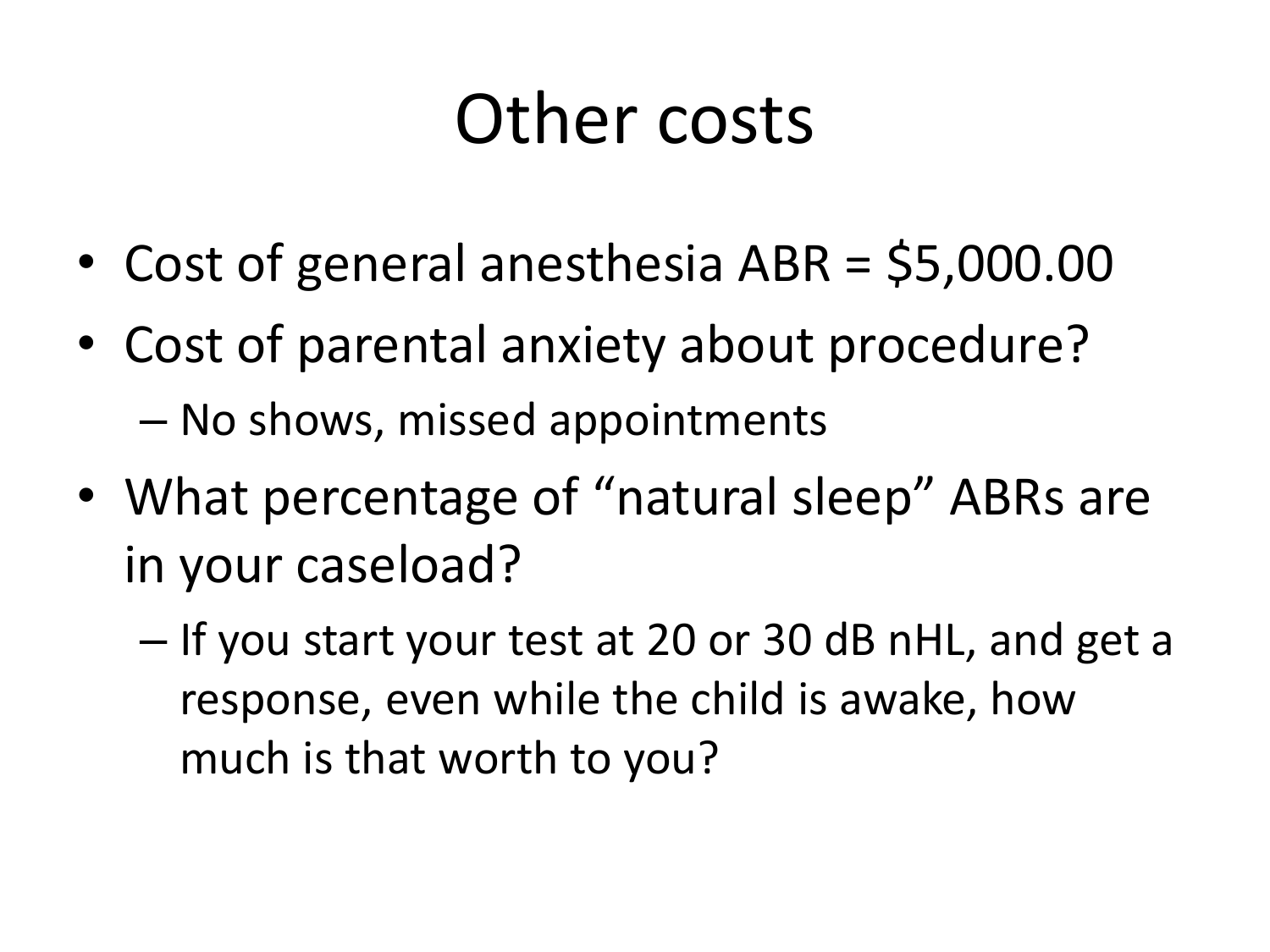# Other costs

- Cost of general anesthesia ABR = $5,000.00
- Cost of parental anxiety about procedure?
  - No shows, missed appointments
- What percentage of "natural sleep" ABRs are in your caseload?
  - If you start your test at 20 or 30 dB nHL, and get a response, even while the child is awake, how much is that worth to you?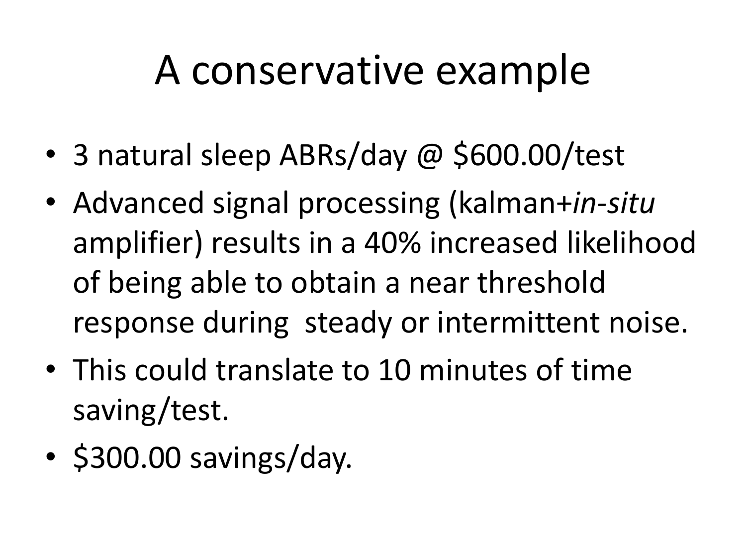# A conservative example

- 3 natural sleep ABRs/day @ $600.00/test
- Advanced signal processing (kalman+*in-situ* amplifier) results in a 40% increased likelihood of being able to obtain a near threshold response during steady or intermittent noise.
- This could translate to 10 minutes of time saving/test.
- $300.00 savings/day.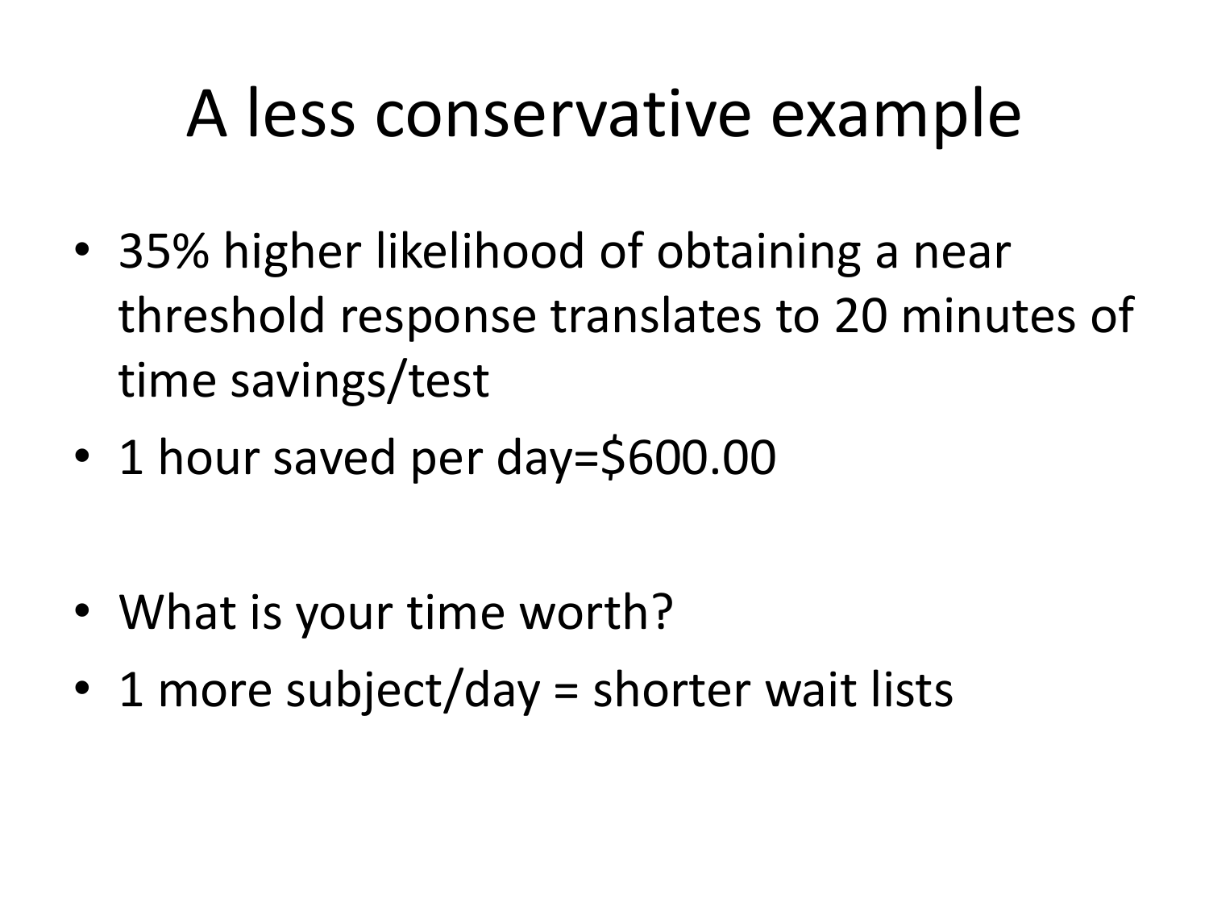# A less conservative example

- 35% higher likelihood of obtaining a near threshold response translates to 20 minutes of time savings/test
- 1 hour saved per day=$600.00

- What is your time worth?
- 1 more subject/day = shorter wait lists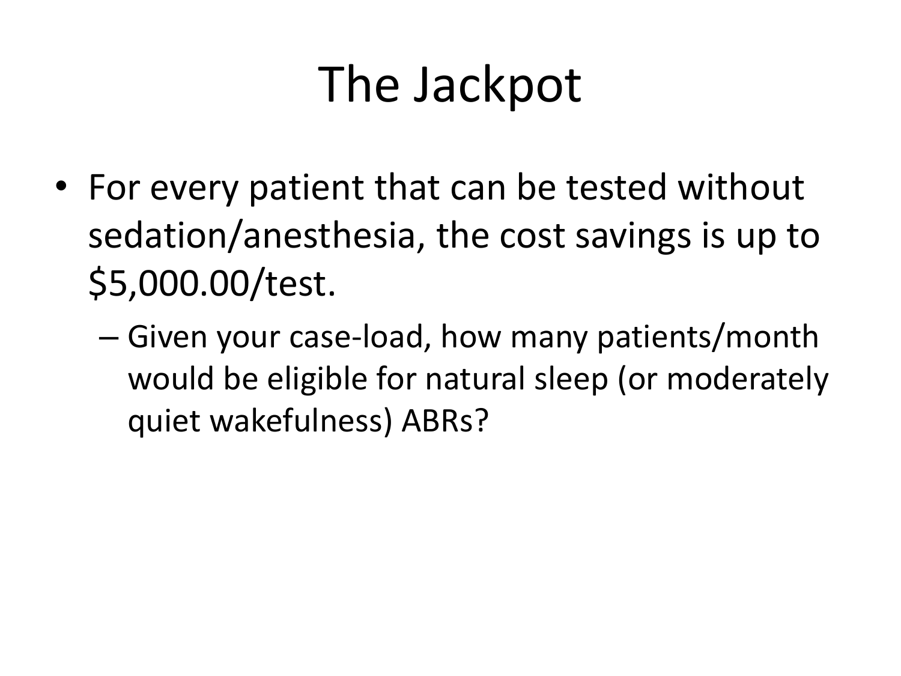# The Jackpot

- For every patient that can be tested without sedation/anesthesia, the cost savings is up to $5,000.00/test.
  - Given your case-load, how many patients/month would be eligible for natural sleep (or moderately quiet wakefulness) ABRs?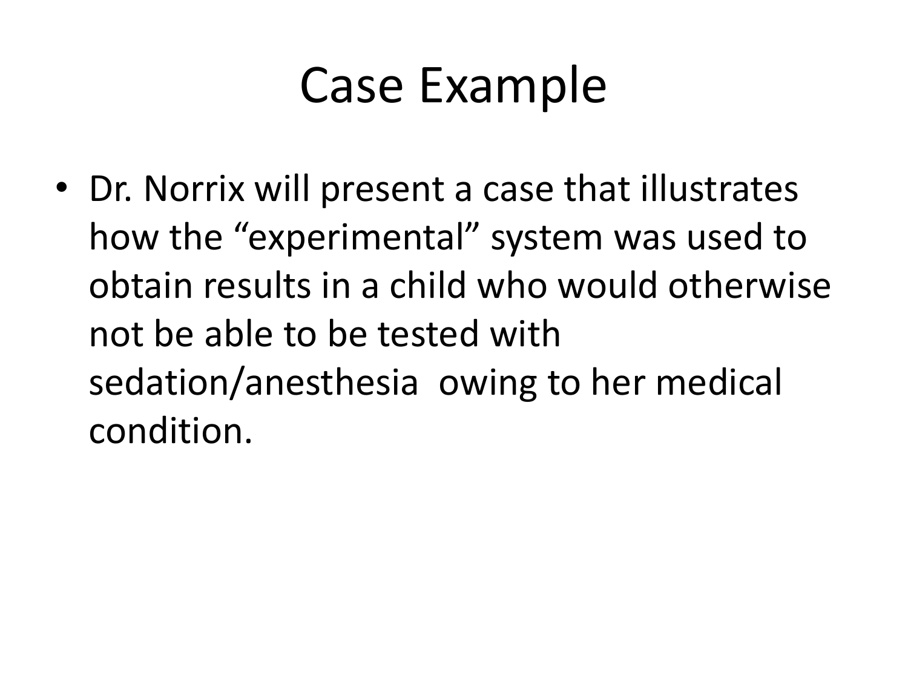# Case Example

- Dr. Norrix will present a case that illustrates how the “experimental” system was used to obtain results in a child who would otherwise not be able to be tested with sedation/anesthesia owing to her medical condition.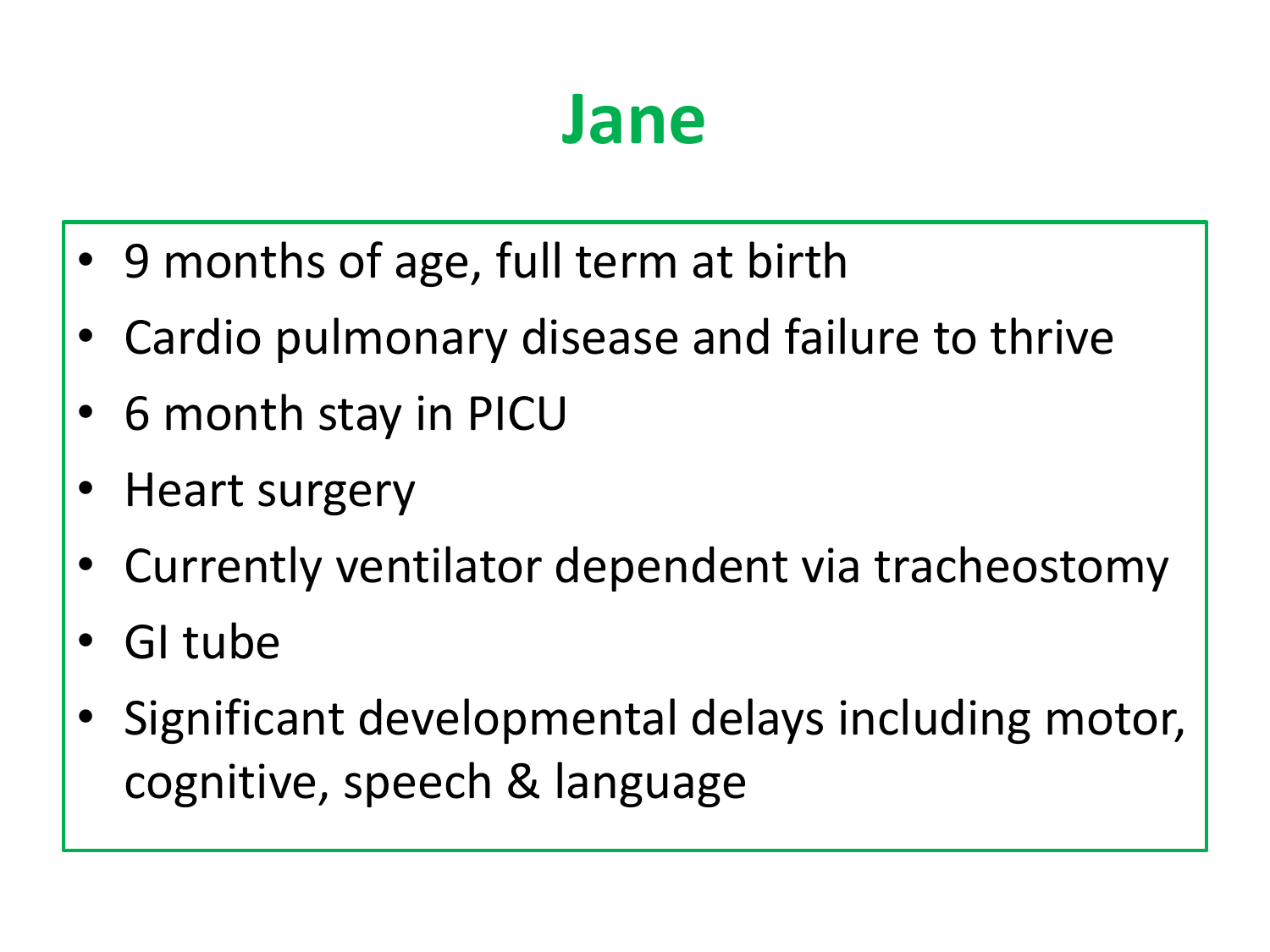# Jane

- 9 months of age, full term at birth
- Cardio pulmonary disease and failure to thrive
- 6 month stay in PICU
- Heart surgery
- Currently ventilator dependent via tracheostomy
- GI tube
- Significant developmental delays including motor, cognitive, speech & language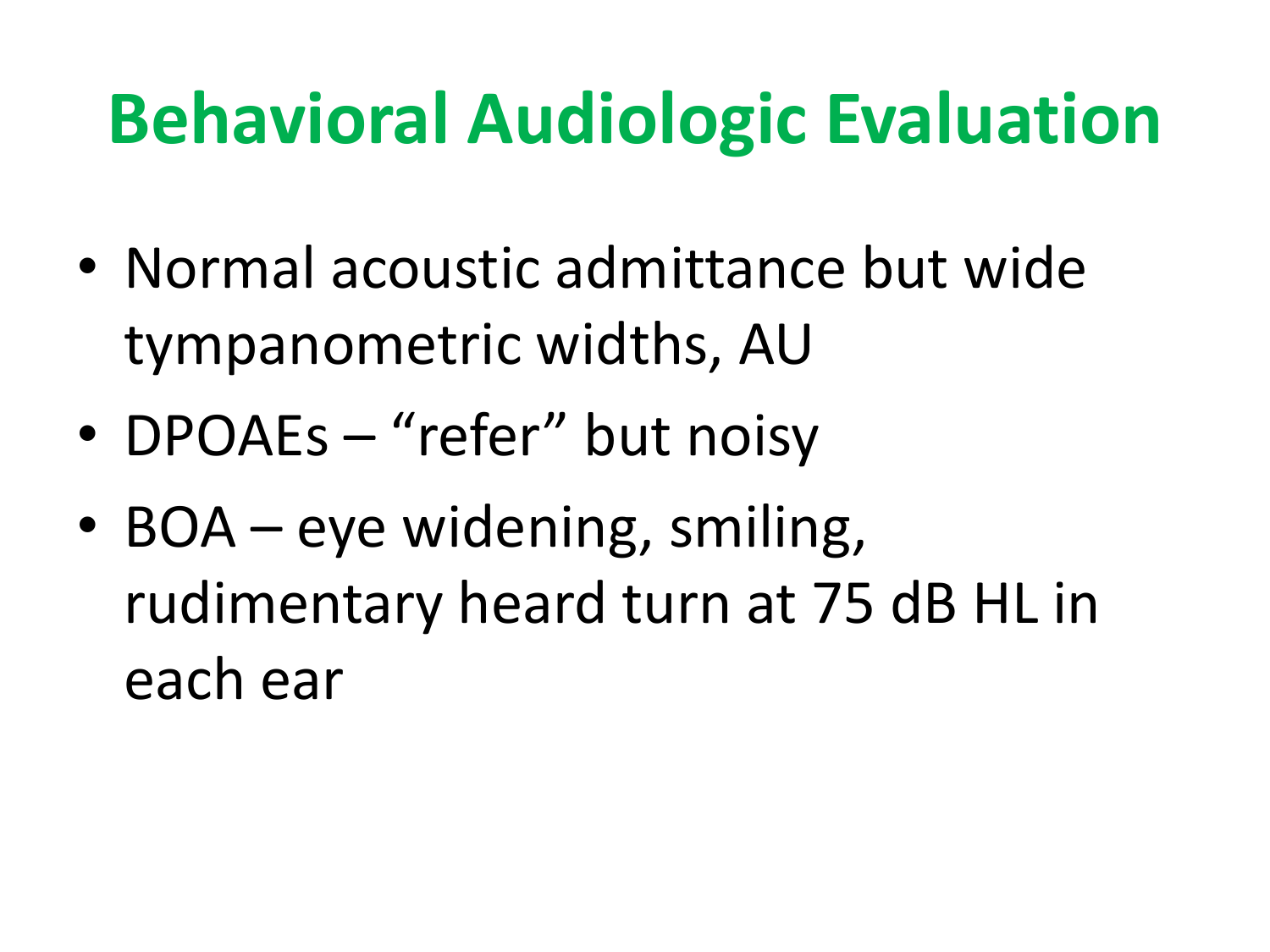# Behavioral Audiologic Evaluation

- Normal acoustic admittance but wide tympanometric widths, AU
- DPOAEs – "refer" but noisy
- BOA – eye widening, smiling, rudimentary heard turn at 75 dB HL in each ear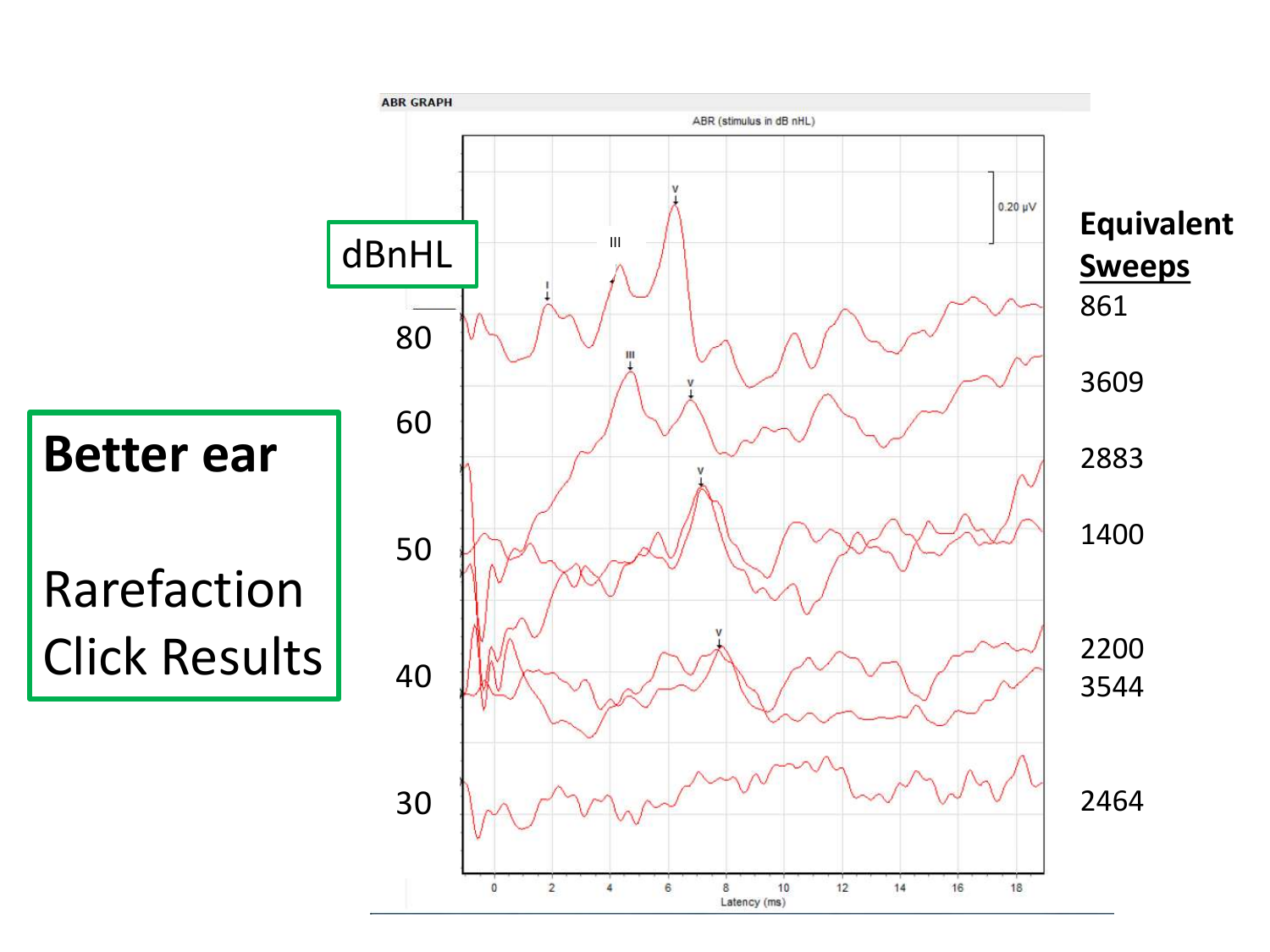# Better ear

Rarefaction Click Results

| dBnHL | Equivalent Sweeps |
| --- | --- |
| 80 | 861 |
| 60 | 3609 |
| | 2883 |
| 50 | 1400 |
| 40 | 2200 |
| | 3544 |
| 30 | 2464 |

ABR GRAPH

ABR (stimulus in dB nHL)

0.20 µV

I III V

Latency (ms)

0 2 4 6 8 10 12 14 16 18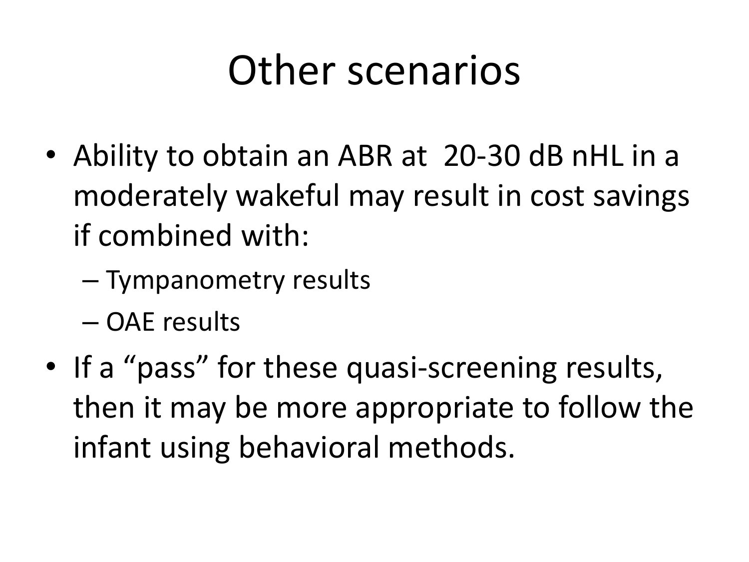# Other scenarios

- Ability to obtain an ABR at 20-30 dB nHL in a moderately wakeful may result in cost savings if combined with:
  - Tympanometry results
  - OAE results
- If a “pass” for these quasi-screening results, then it may be more appropriate to follow the infant using behavioral methods.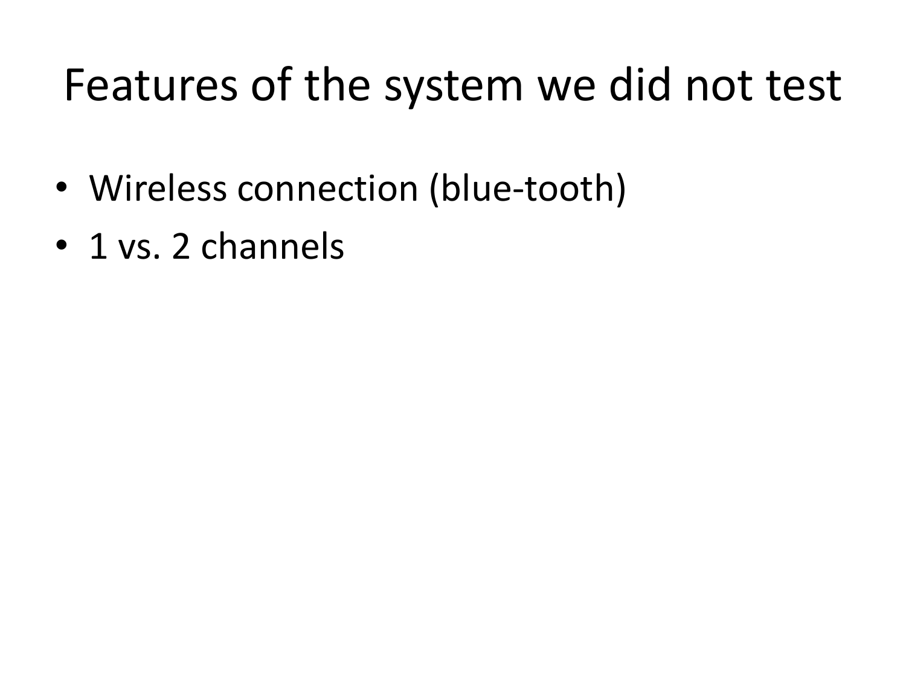# Features of the system we did not test

- Wireless connection (blue-tooth)
- 1 vs. 2 channels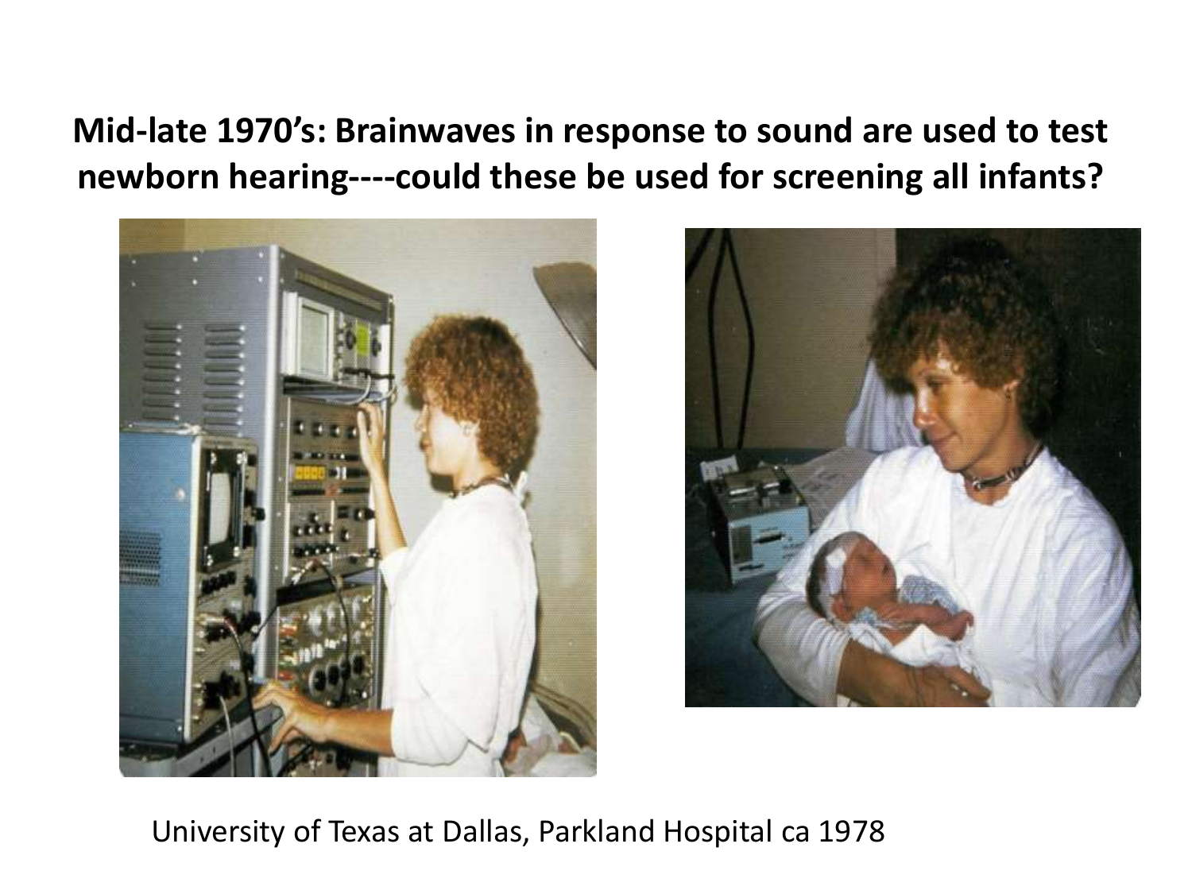**Mid-late 1970's: Brainwaves in response to sound are used to test newborn hearing----could these be used for screening all infants?**

University of Texas at Dallas, Parkland Hospital ca 1978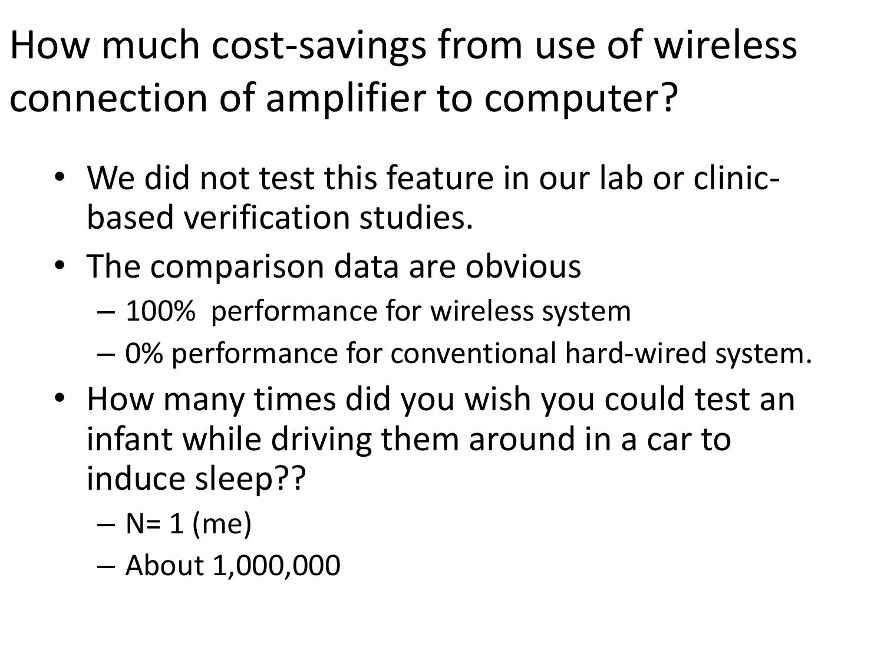# How much cost-savings from use of wireless connection of amplifier to computer?

- We did not test this feature in our lab or clinic-based verification studies.
- The comparison data are obvious
  - 100% performance for wireless system
  - 0% performance for conventional hard-wired system.
- How many times did you wish you could test an infant while driving them around in a car to induce sleep??
  - N= 1 (me)
  - About 1,000,000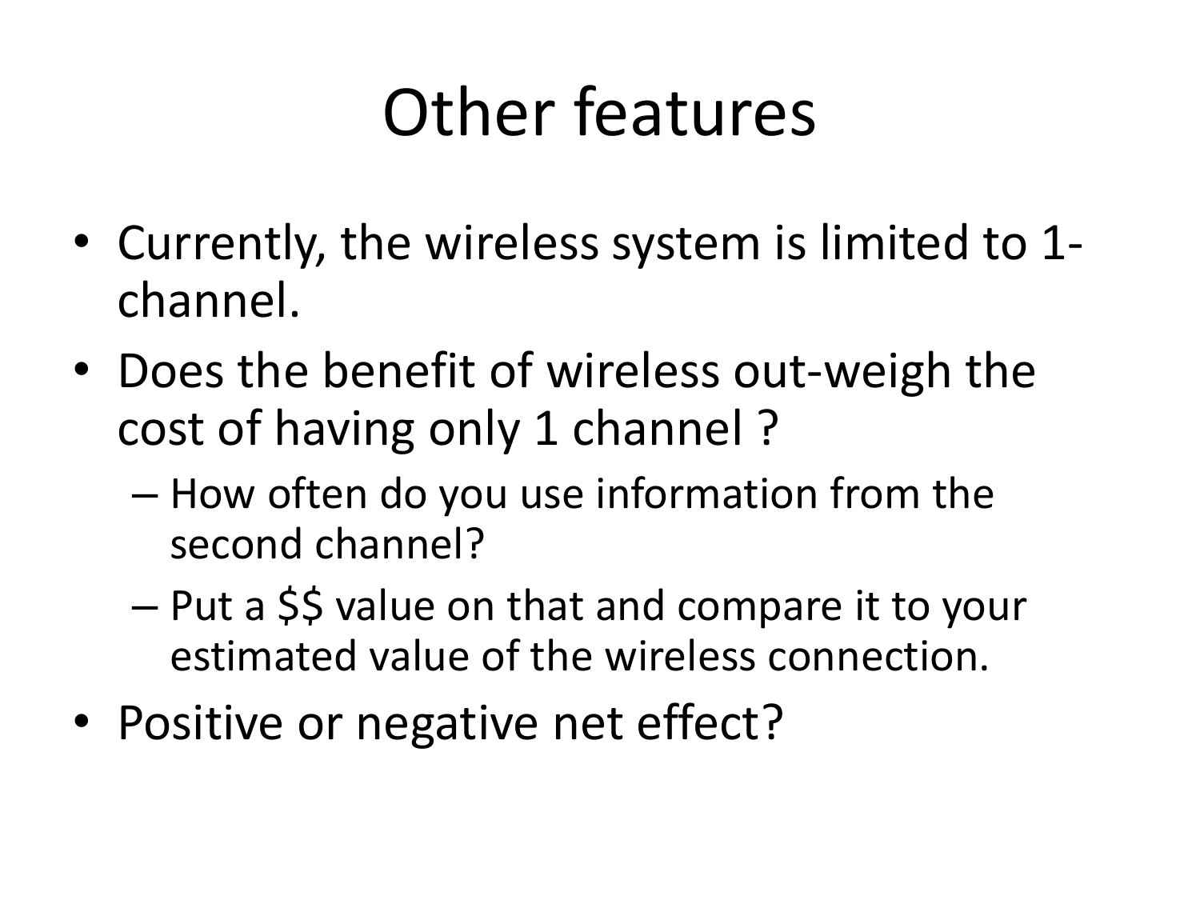# Other features

- Currently, the wireless system is limited to 1-channel.
- Does the benefit of wireless out-weigh the cost of having only 1 channel ?
  - How often do you use information from the second channel?
  - Put a $$ value on that and compare it to your estimated value of the wireless connection.
- Positive or negative net effect?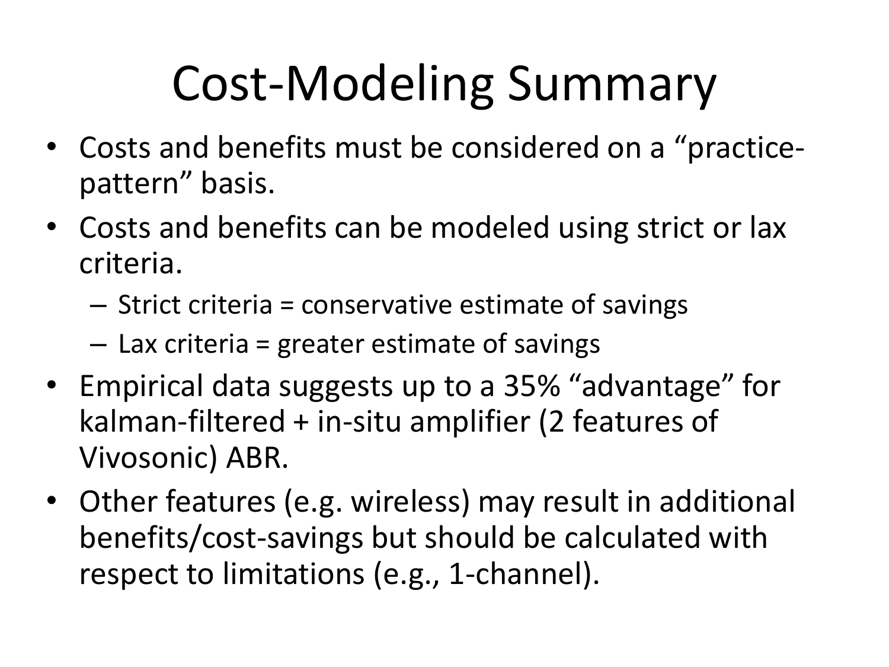# Cost-Modeling Summary

- Costs and benefits must be considered on a "practice-pattern" basis.
- Costs and benefits can be modeled using strict or lax criteria.
  - Strict criteria = conservative estimate of savings
  - Lax criteria = greater estimate of savings
- Empirical data suggests up to a 35% "advantage" for kalman-filtered + in-situ amplifier (2 features of Vivosonic) ABR.
- Other features (e.g. wireless) may result in additional benefits/cost-savings but should be calculated with respect to limitations (e.g., 1-channel).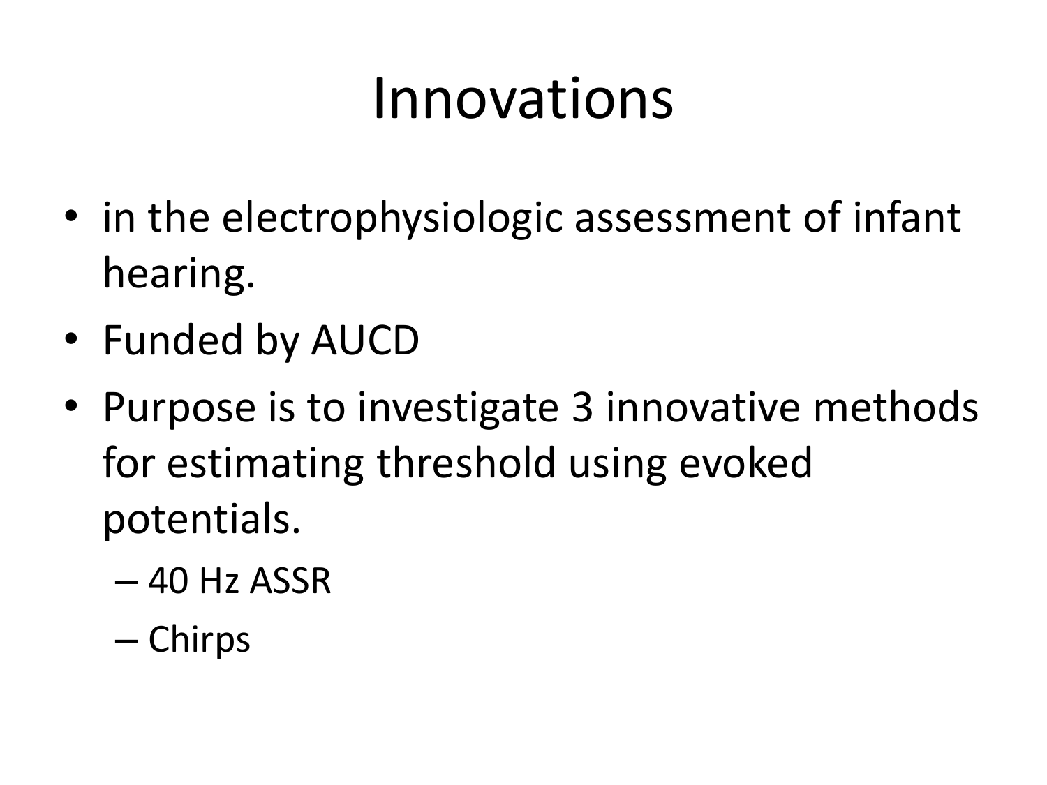# Innovations

- in the electrophysiologic assessment of infant hearing.
- Funded by AUCD
- Purpose is to investigate 3 innovative methods for estimating threshold using evoked potentials.
  - 40 Hz ASSR
  - Chirps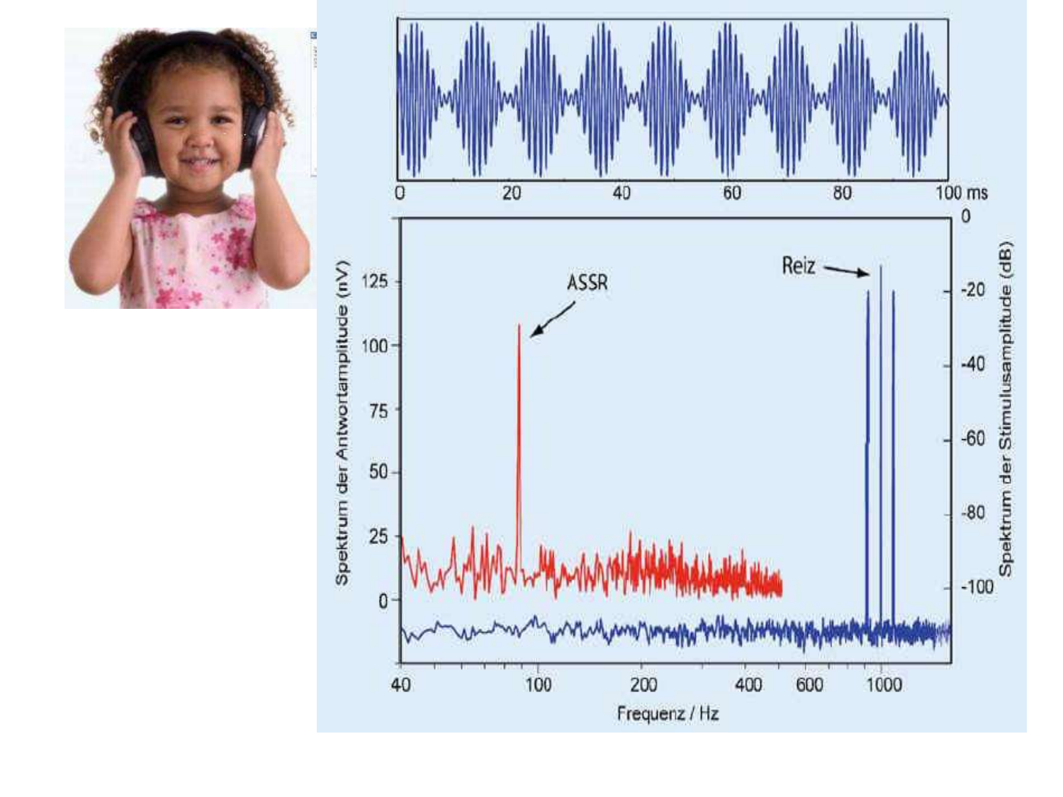0 20 40 60 80 100 ms

ASSR

Reiz

Spektrum der Antwortamplitude (nV)

125
100
75
50
25
0

Spektrum der Stimulusamplitude (dB)

0
-20
-40
-60
-80
-100

40 100 200 400 600 1000

Frequenz / Hz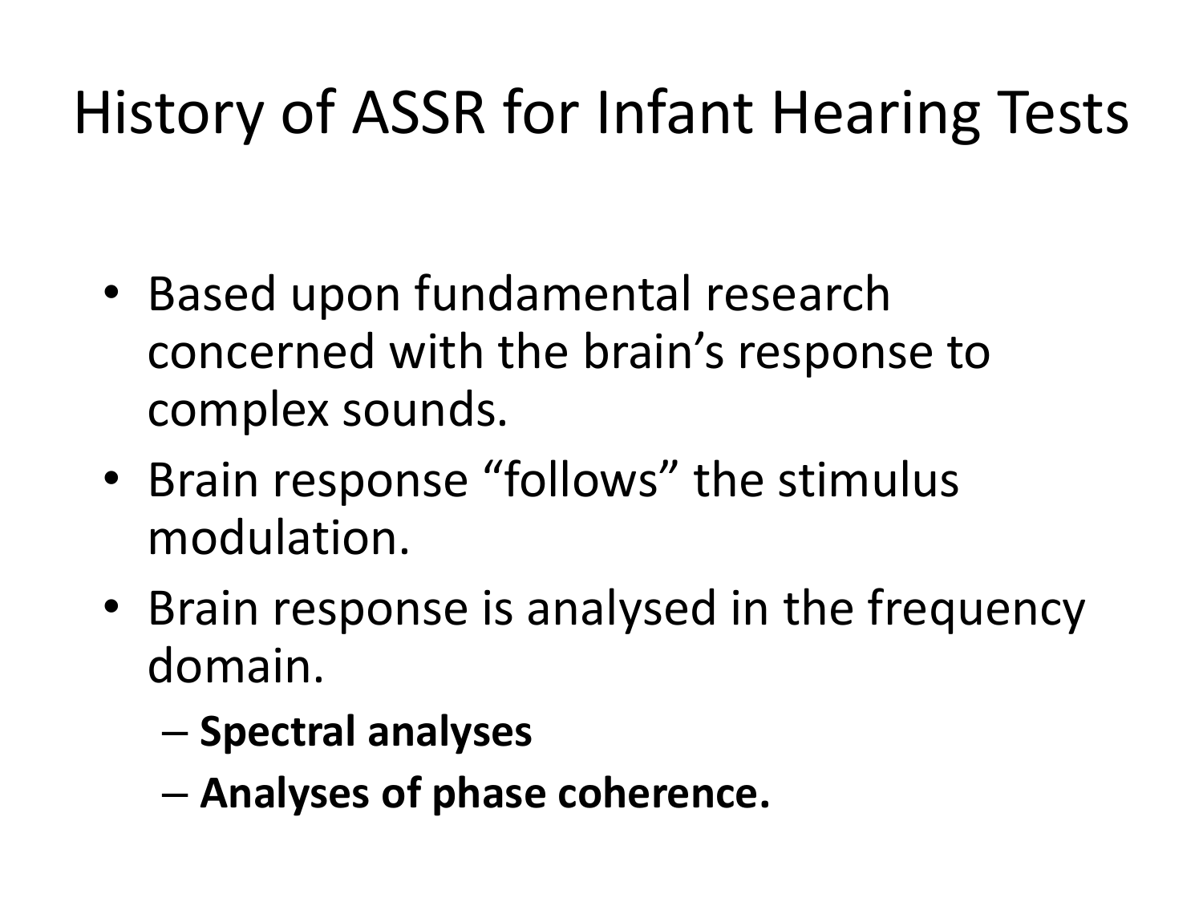# History of ASSR for Infant Hearing Tests

- Based upon fundamental research concerned with the brain's response to complex sounds.
- Brain response "follows" the stimulus modulation.
- Brain response is analysed in the frequency domain.
  - **Spectral analyses**
  - **Analyses of phase coherence.**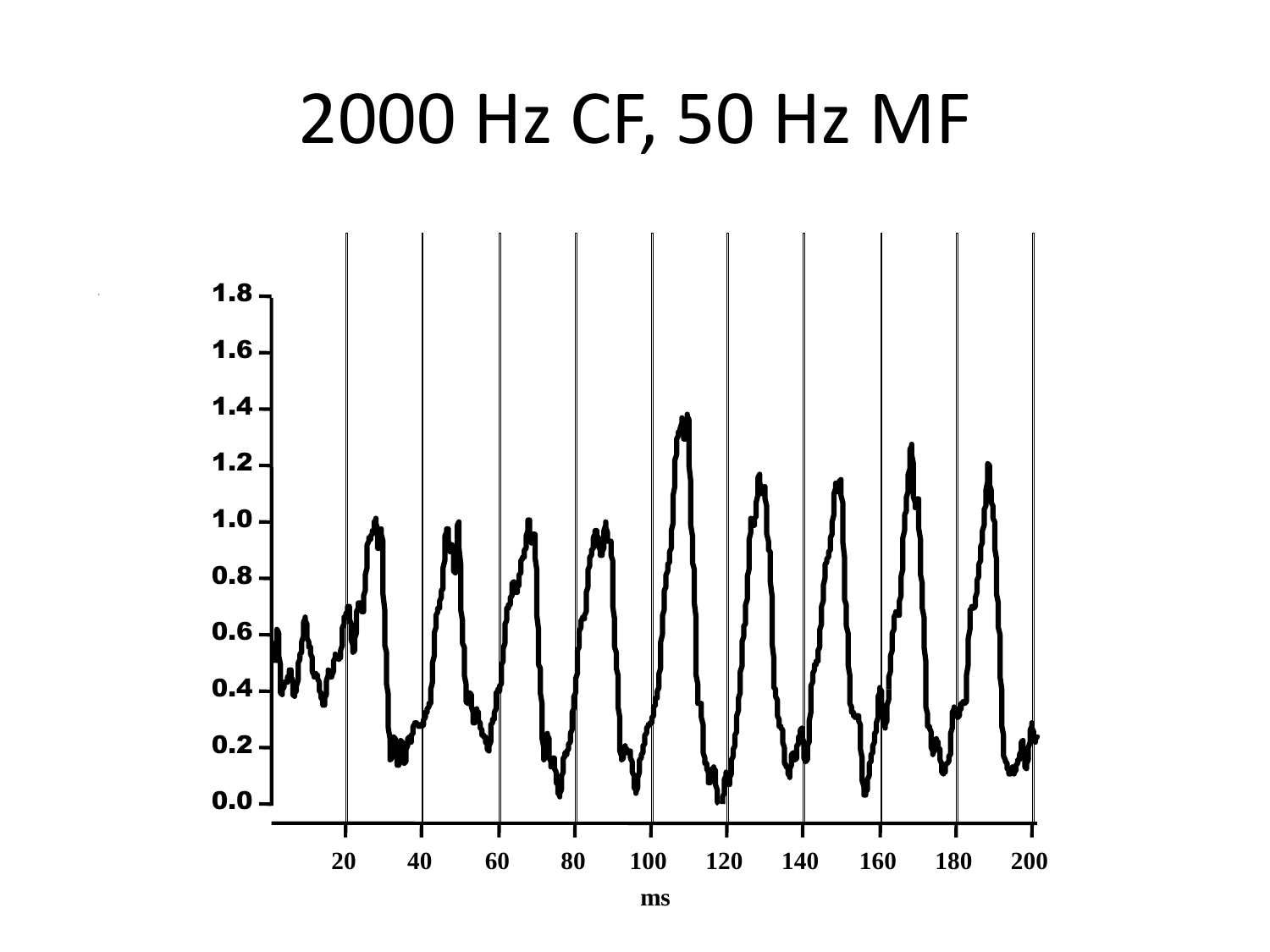# 2000 Hz CF, 50 Hz MF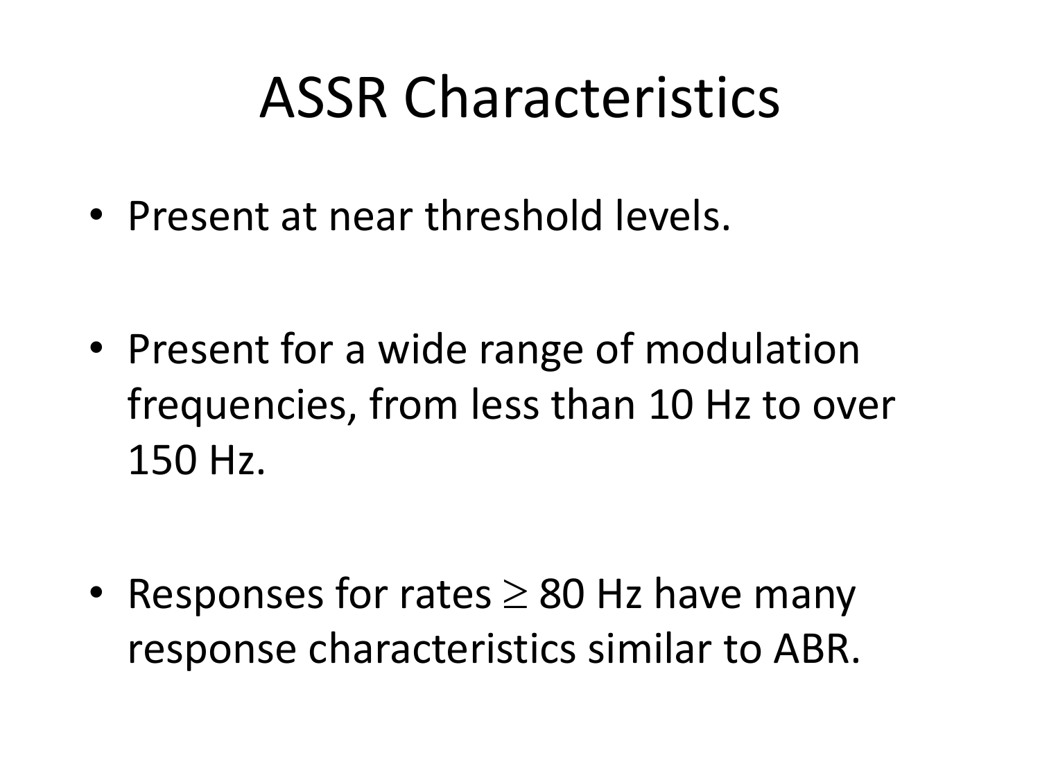# ASSR Characteristics

- Present at near threshold levels.
- Present for a wide range of modulation frequencies, from less than 10 Hz to over 150 Hz.
- Responses for rates $\geq$ 80 Hz have many response characteristics similar to ABR.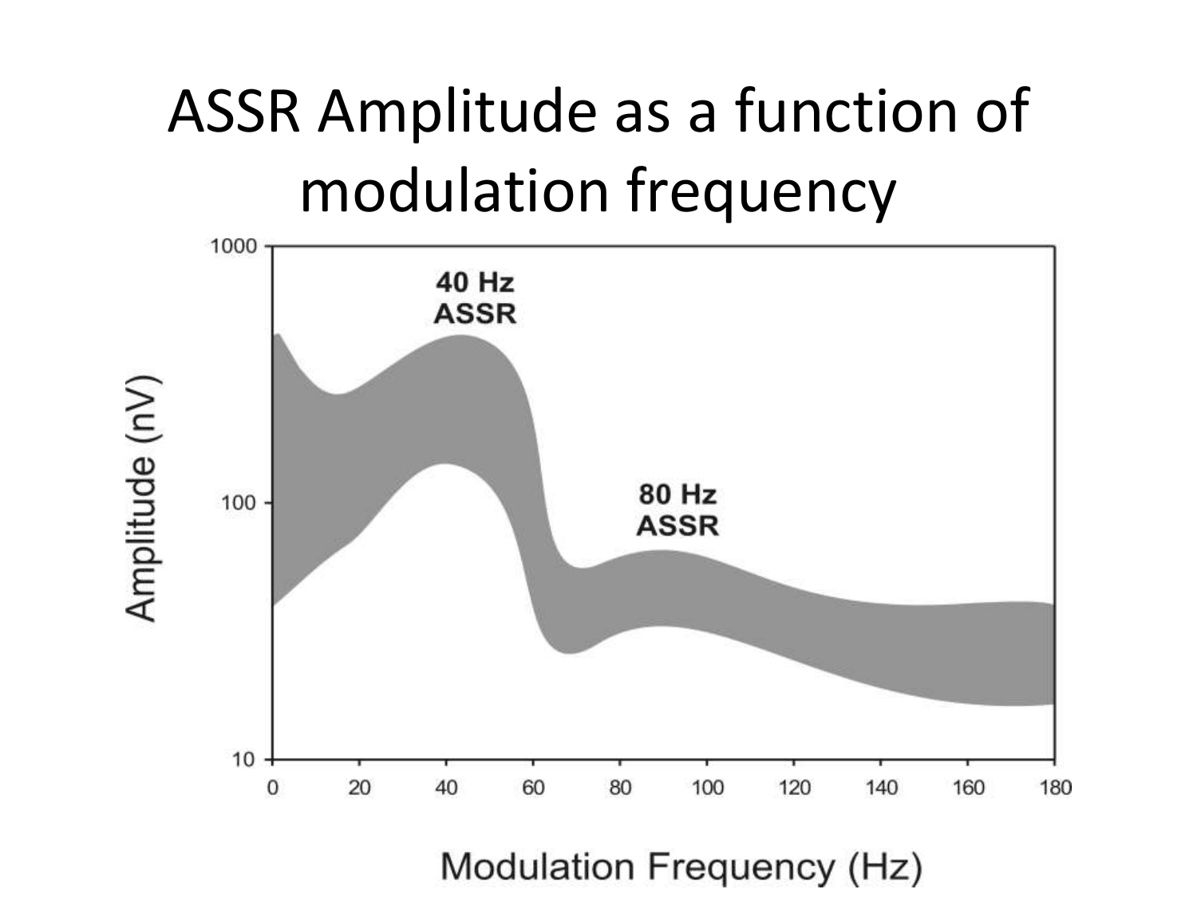# ASSR Amplitude as a function of modulation frequency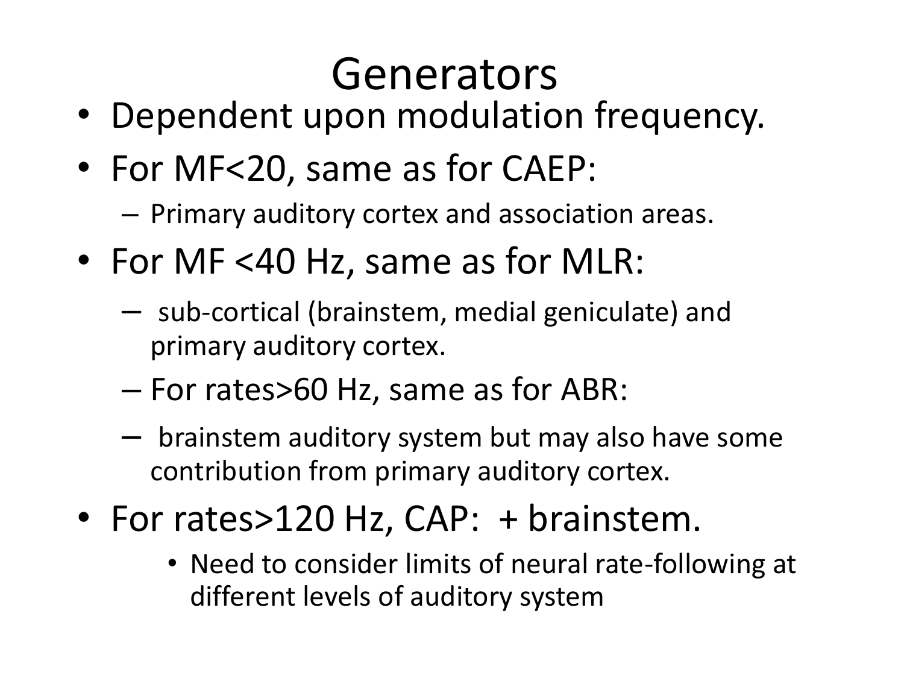# Generators

- Dependent upon modulation frequency.
- For MF<20, same as for CAEP:
  - Primary auditory cortex and association areas.
- For MF <40 Hz, same as for MLR:
  - sub-cortical (brainstem, medial geniculate) and primary auditory cortex.
  - For rates>60 Hz, same as for ABR:
  - brainstem auditory system but may also have some contribution from primary auditory cortex.
- For rates>120 Hz, CAP: + brainstem.
    - Need to consider limits of neural rate-following at different levels of auditory system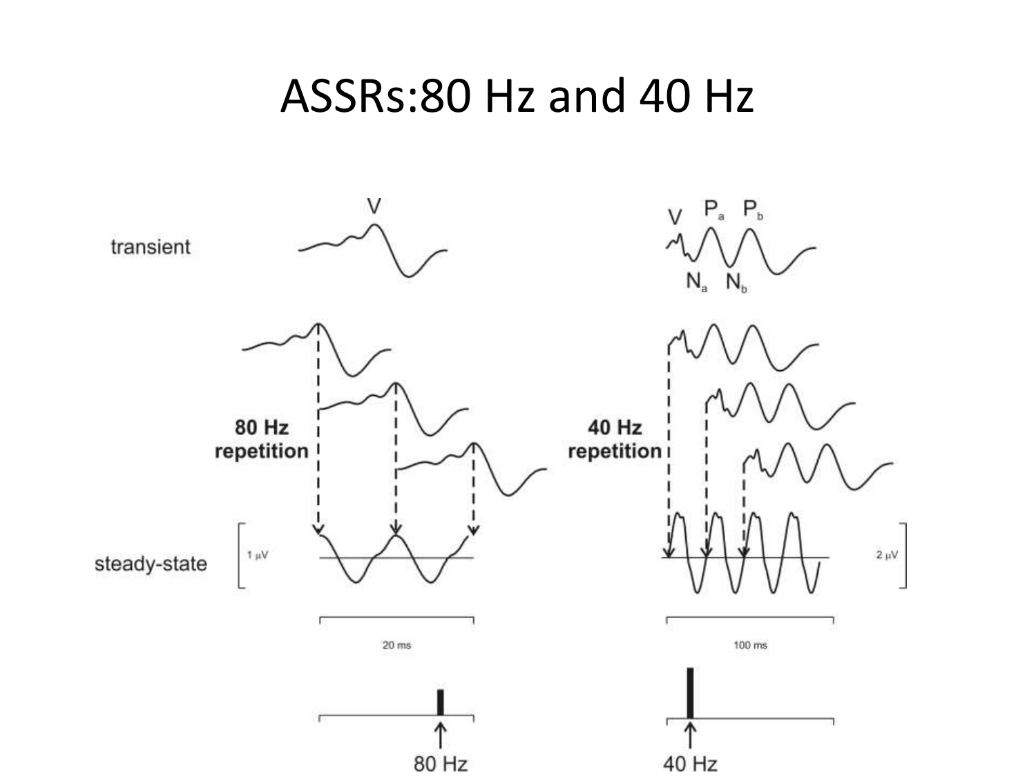# ASSRs:80 Hz and 40 Hz

transient

80 Hz repetition

40 Hz repetition

steady-state

1 µV

2 µV

20 ms

100 ms

80 Hz

40 Hz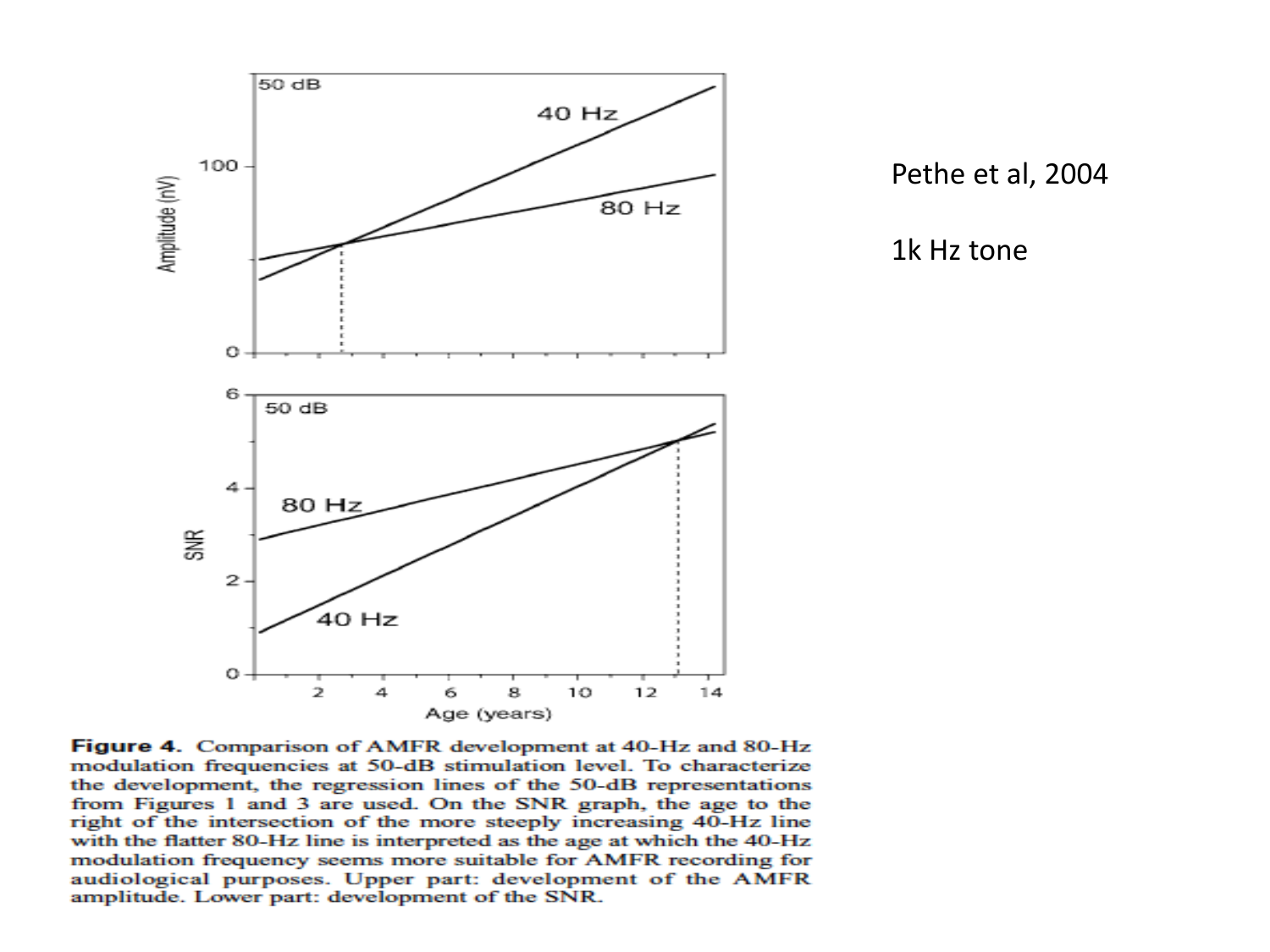**Figure 4.** Comparison of AMFR development at 40-Hz and 80-Hz modulation frequencies at 50-dB stimulation level. To characterize the development, the regression lines of the 50-dB representations from Figures 1 and 3 are used. On the SNR graph, the age to the right of the intersection of the more steeply increasing 40-Hz line with the flatter 80-Hz line is interpreted as the age at which the 40-Hz modulation frequency seems more suitable for AMFR recording for audiological purposes. Upper part: development of the AMFR amplitude. Lower part: development of the SNR.

Pethe et al, 2004

1k Hz tone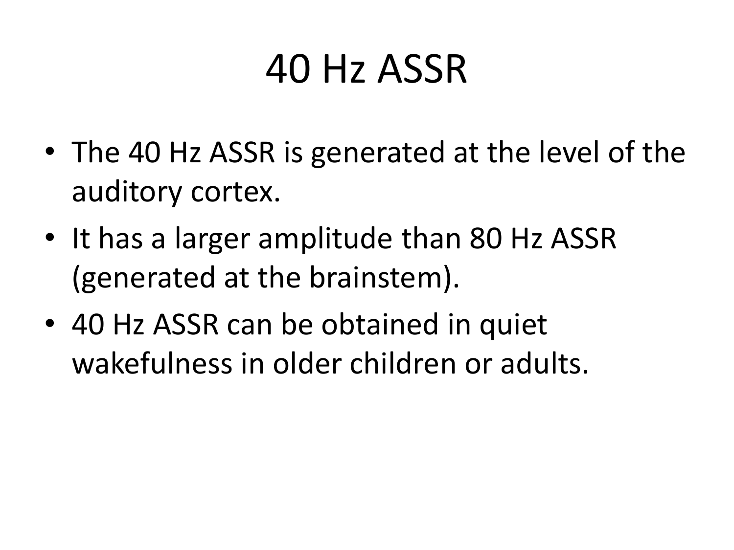# 40 Hz ASSR

- The 40 Hz ASSR is generated at the level of the auditory cortex.
- It has a larger amplitude than 80 Hz ASSR (generated at the brainstem).
- 40 Hz ASSR can be obtained in quiet wakefulness in older children or adults.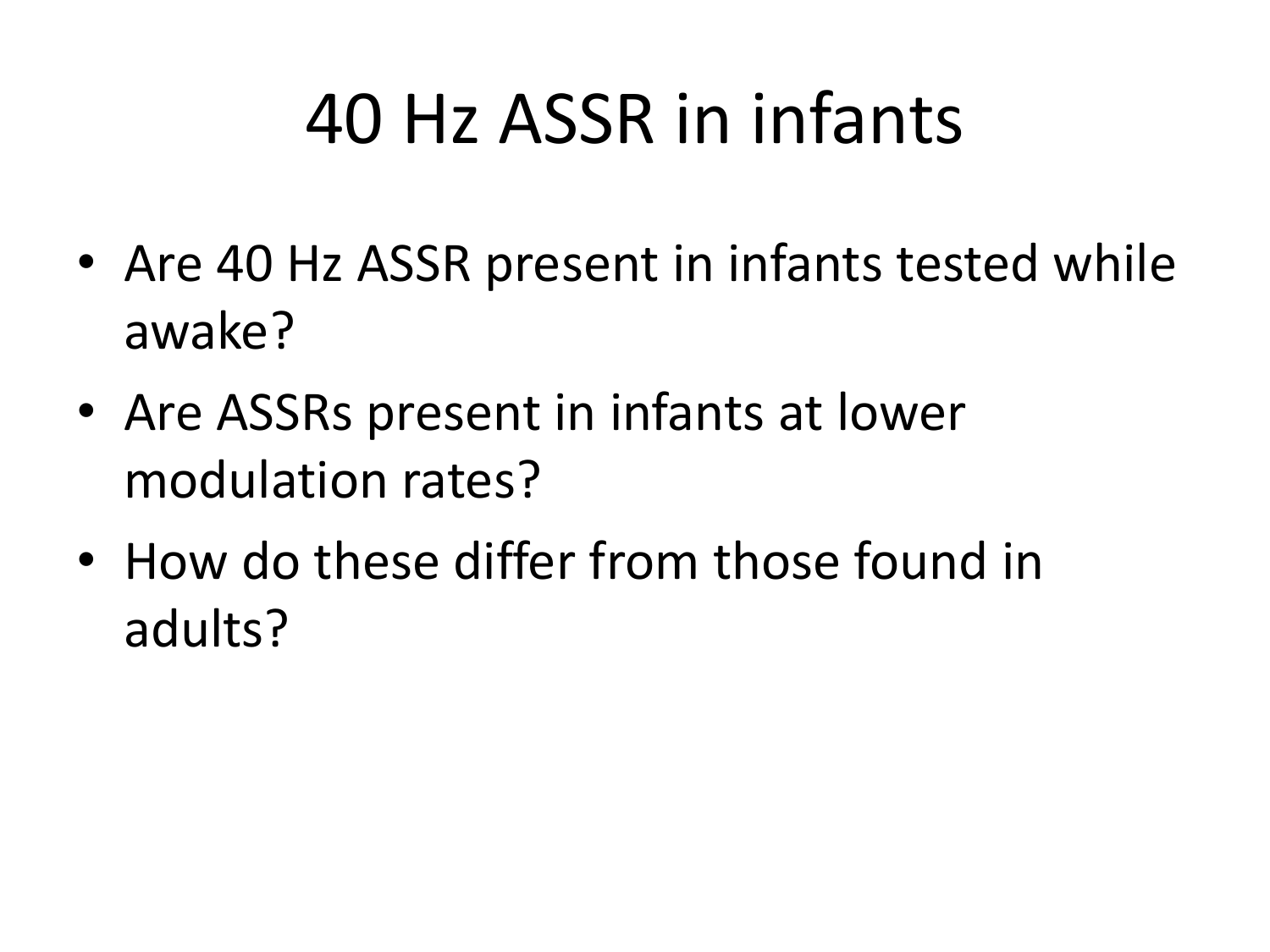# 40 Hz ASSR in infants

- Are 40 Hz ASSR present in infants tested while awake?
- Are ASSRs present in infants at lower modulation rates?
- How do these differ from those found in adults?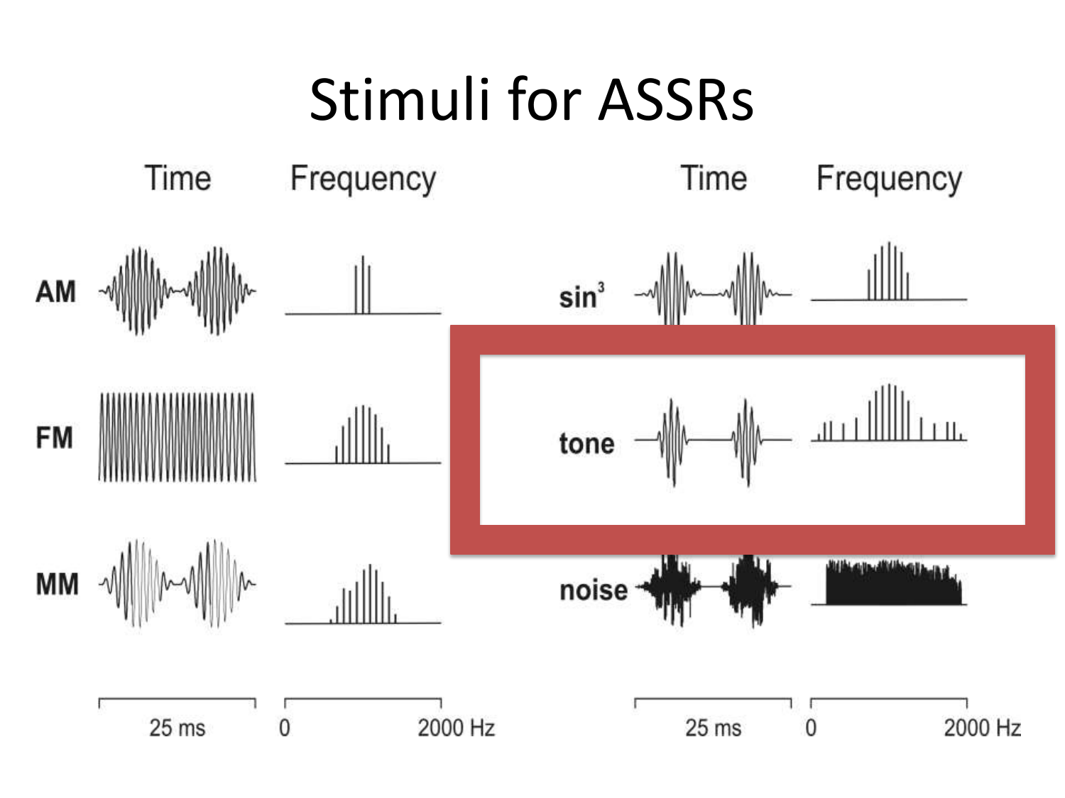# Stimuli for ASSRs

| | Time | Frequency | | Time | Frequency |
|---|---|---|---|---|---|
| AM | | | $sin^3$ | | |
| FM | | | tone | | |
| MM | | | noise | | |
| | 25 ms | 0 – 2000 Hz | | 25 ms | 0 – 2000 Hz |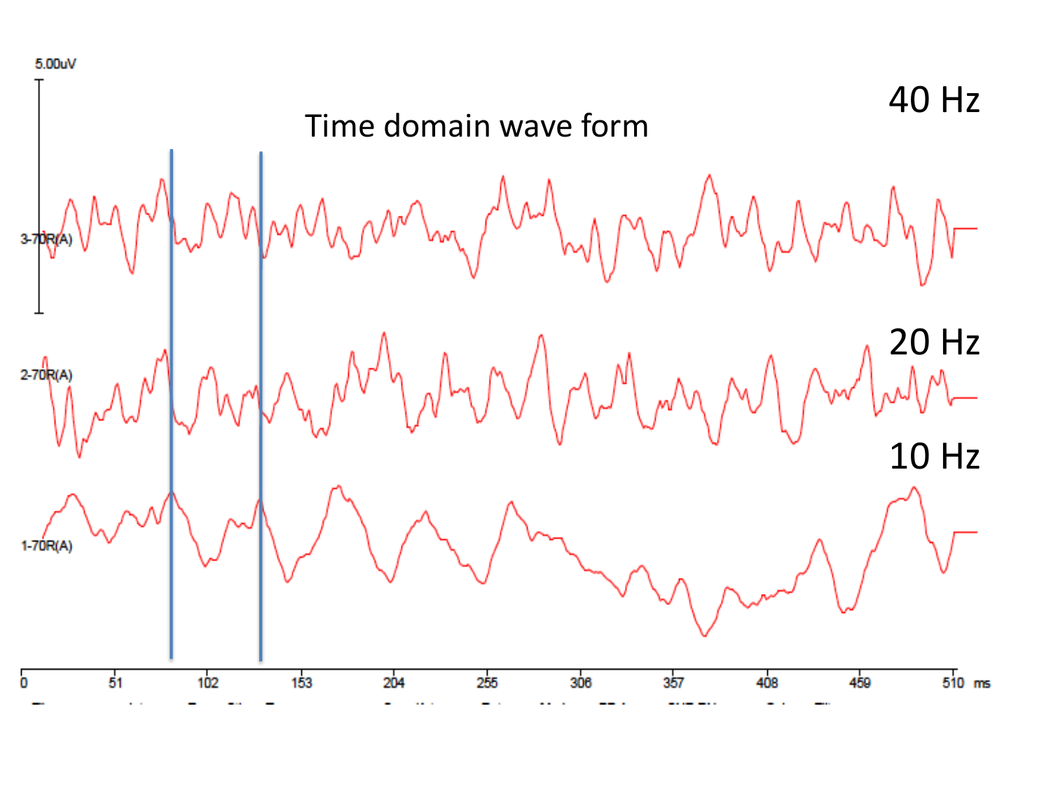Time domain wave form

40 Hz

20 Hz

10 Hz

5.00uV

3-70R(A)

2-70R(A)

1-70R(A)

0 51 102 153 204 255 306 357 408 459 510 ms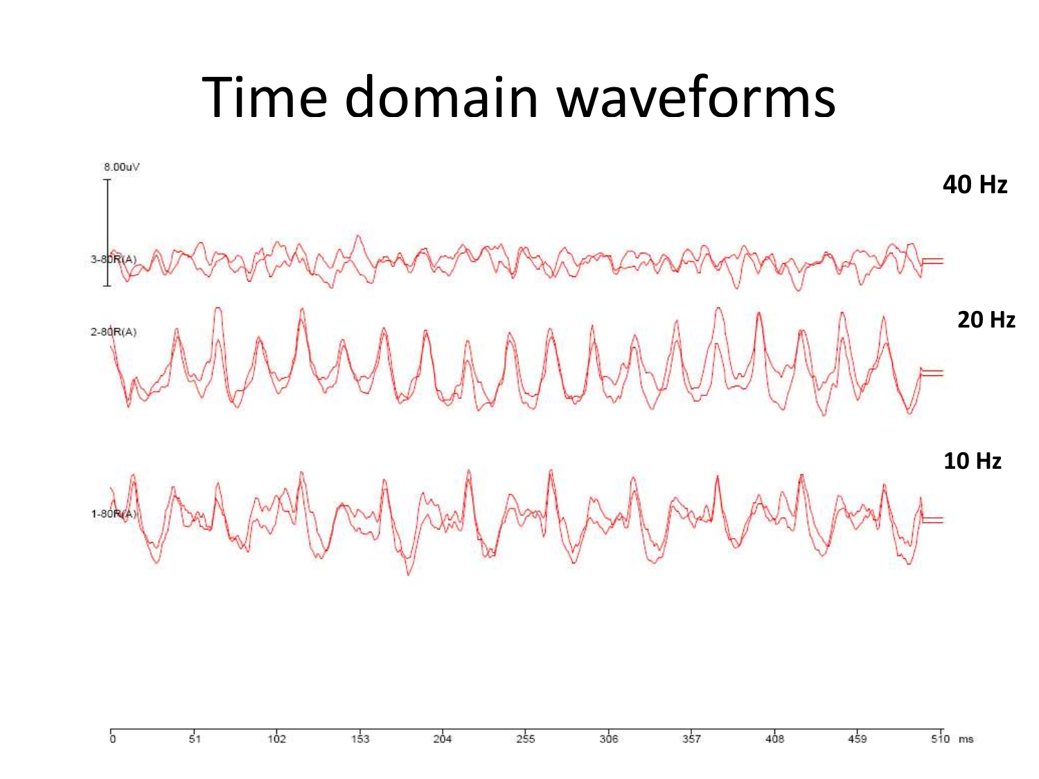# Time domain waveforms

8.00uV

40 Hz

3-80R(A)

20 Hz

2-80R(A)

10 Hz

1-80R(A)

0 51 102 153 204 255 306 357 408 459 510 ms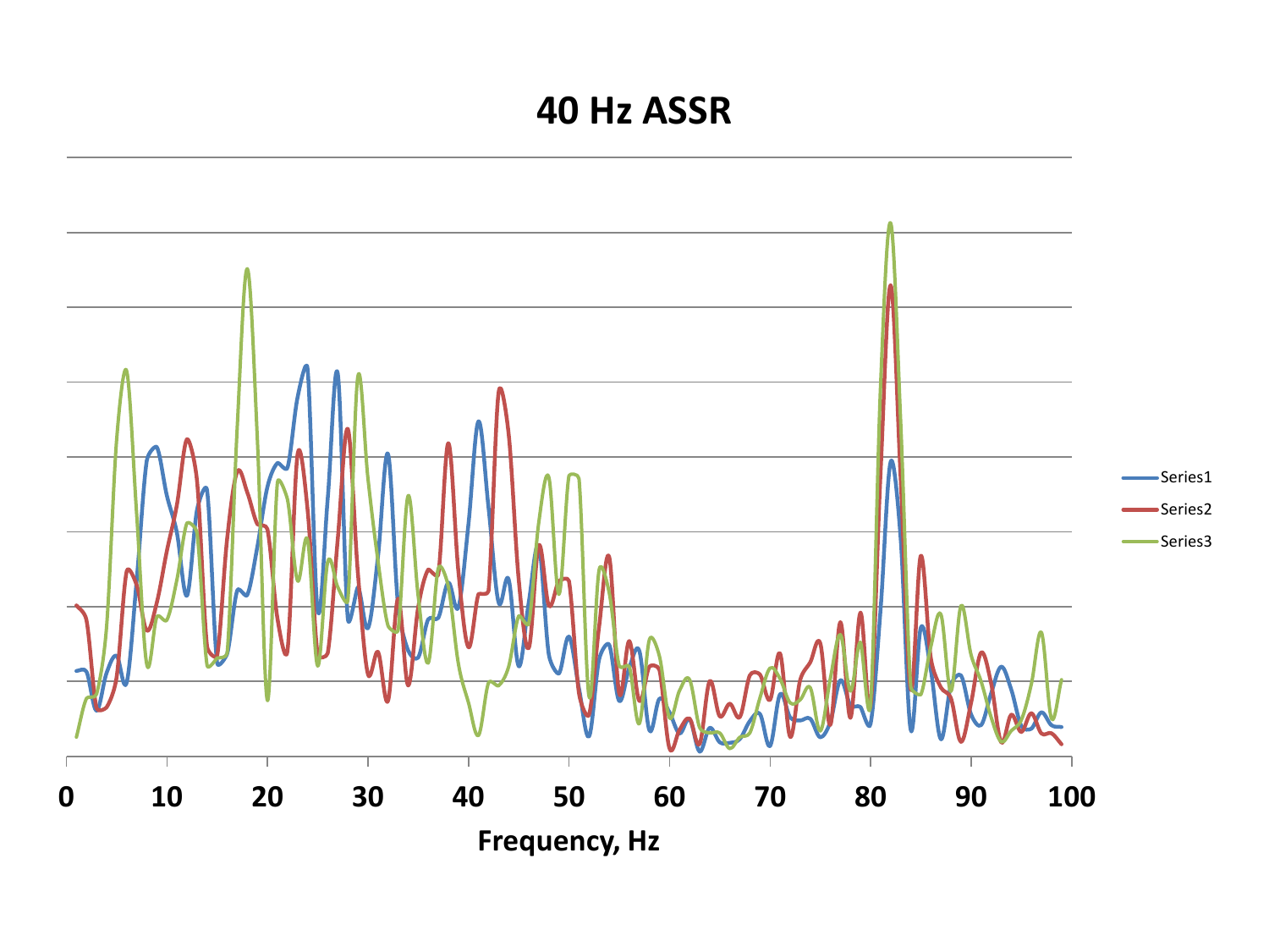# 40 Hz ASSR

Frequency, Hz

0 10 20 30 40 50 60 70 80 90 100

Series1

Series2

Series3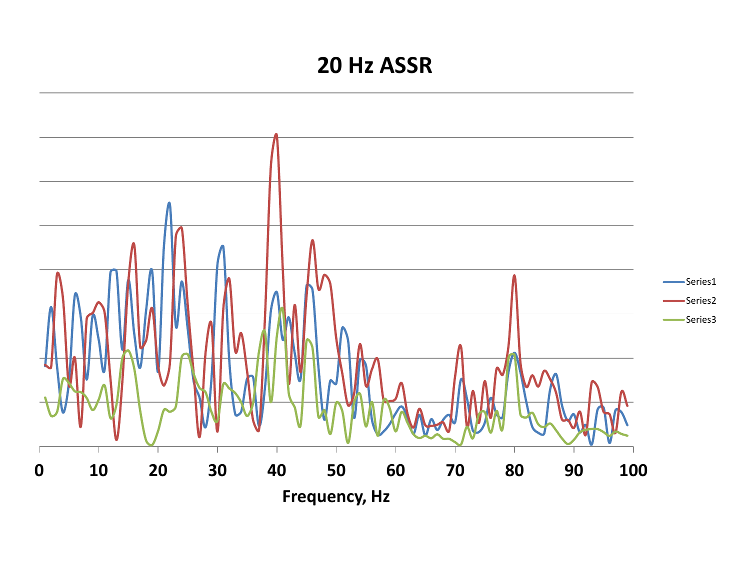# 20 Hz ASSR

Frequency, Hz

0 10 20 30 40 50 60 70 80 90 100

Series1
Series2
Series3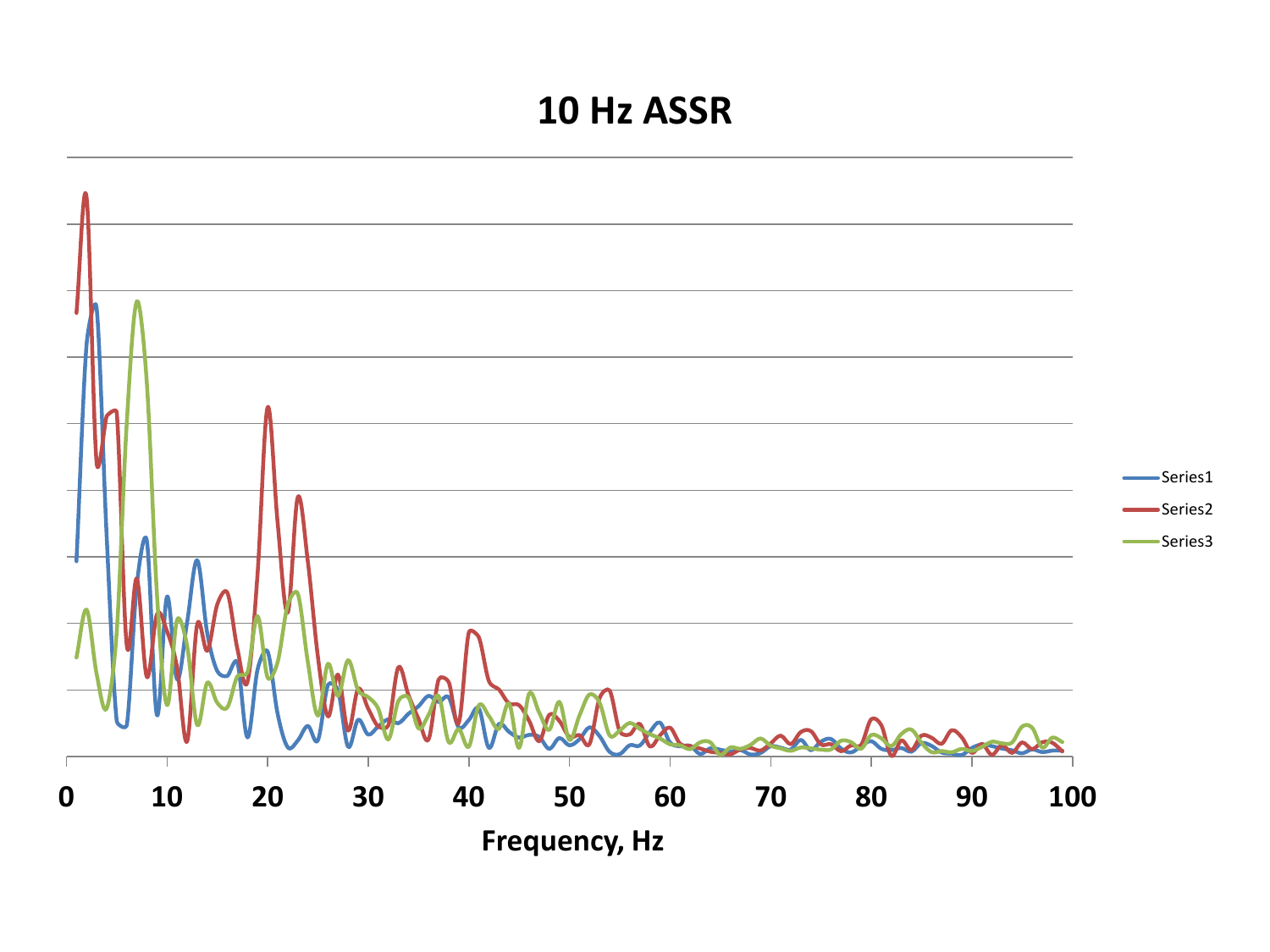# 10 Hz ASSR

Frequency, Hz

0 10 20 30 40 50 60 70 80 90 100

Series1

Series2

Series3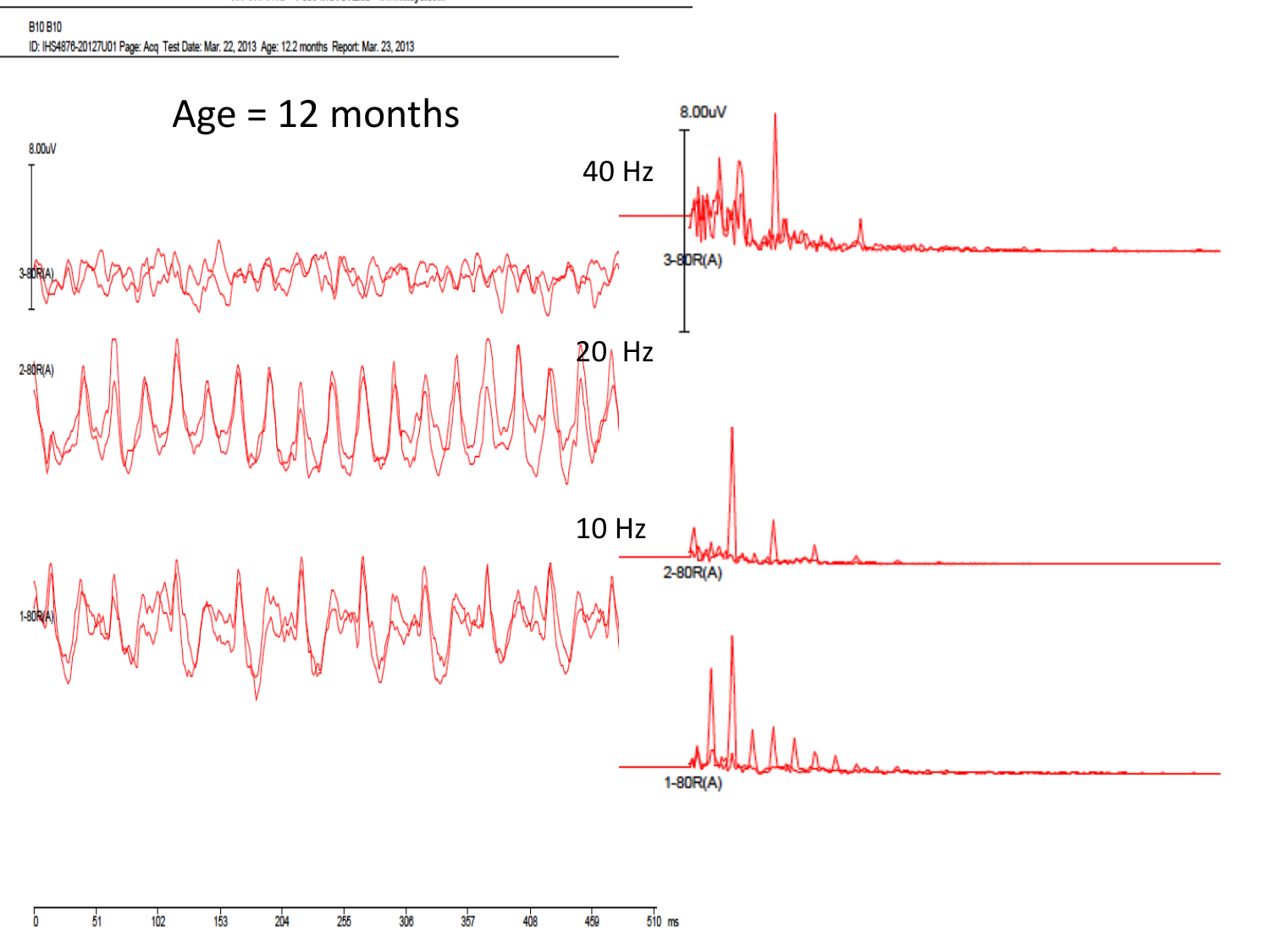B10 B10

ID: IHS4876-20127U01 Page: Acq Test Date: Mar. 22, 2013 Age: 12.2 months Report: Mar. 23, 2013

# Age = 12 months

8.00uV

40 Hz

3-80R(A)

20 Hz

2-80R(A)

10 Hz

1-80R(A)

0 51 102 153 204 255 306 357 408 459 510 ms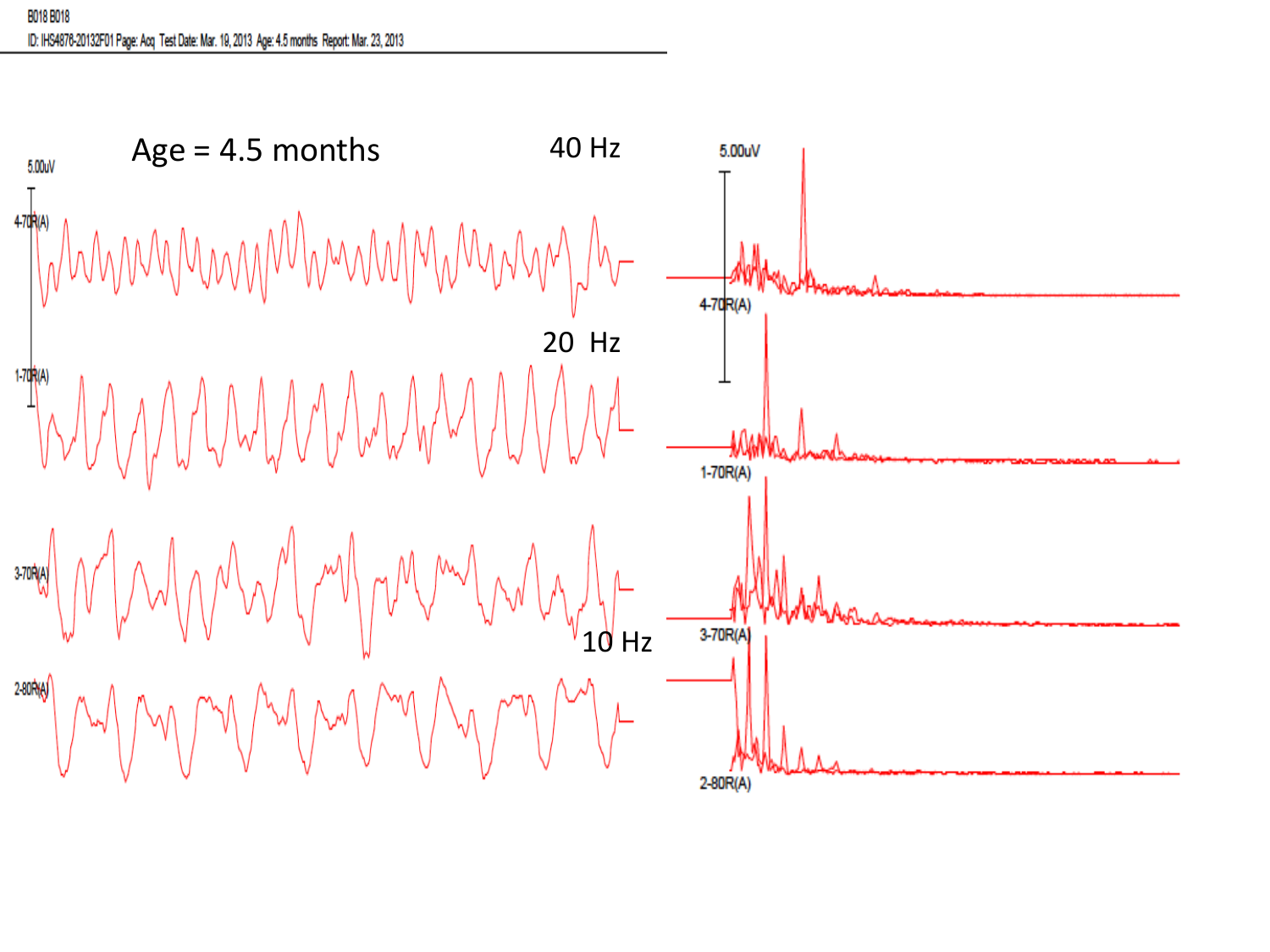B018 B018

ID: IHS4876-20132F01 Page: Acq Test Date: Mar. 19, 2013 Age: 4.5 months Report: Mar. 23, 2013

Age = 4.5 months

40 Hz

20 Hz

10 Hz

5.00uV

4-70R(A)

1-70R(A)

3-70R(A)

2-80R(A)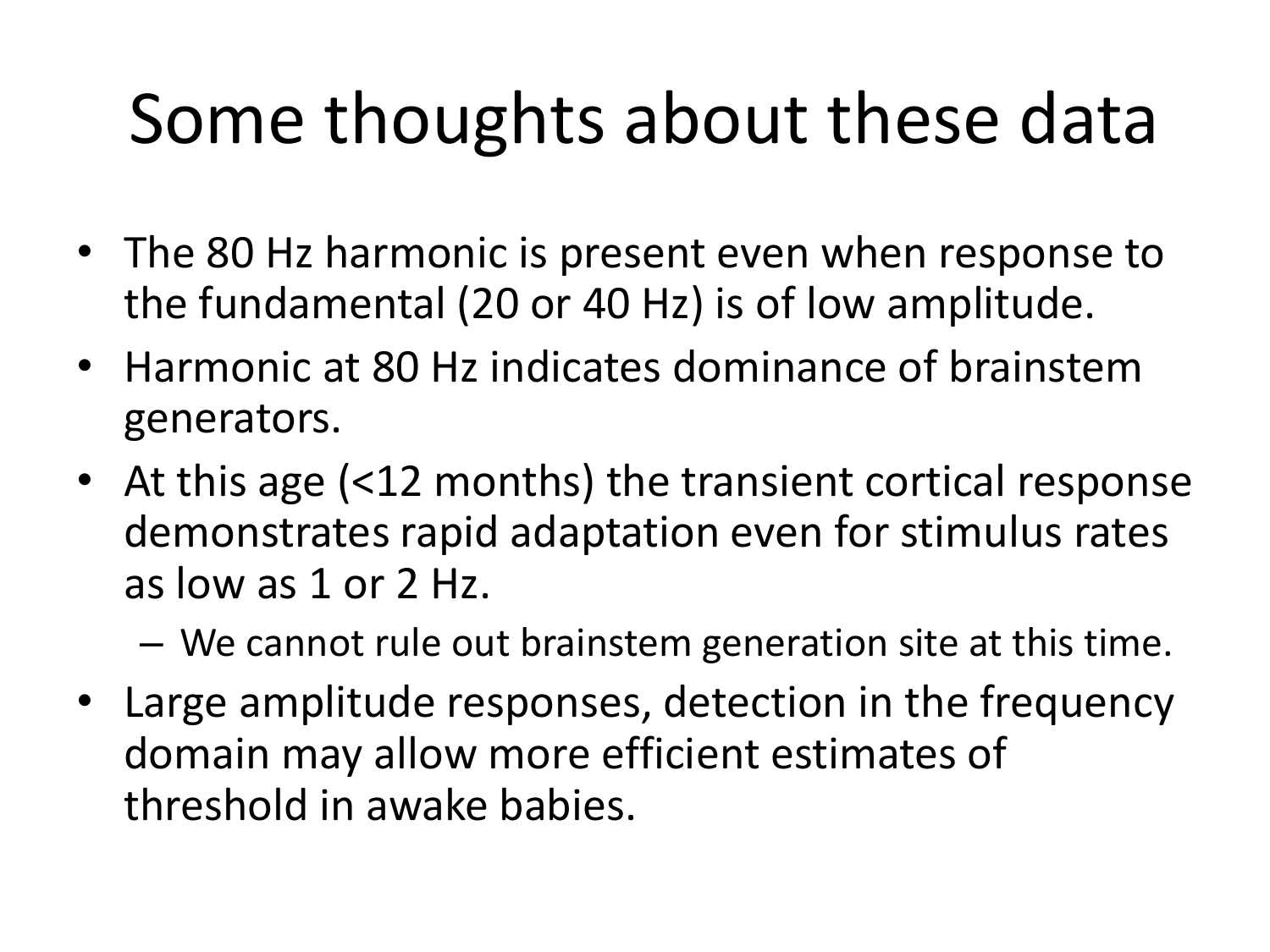# Some thoughts about these data

- The 80 Hz harmonic is present even when response to the fundamental (20 or 40 Hz) is of low amplitude.
- Harmonic at 80 Hz indicates dominance of brainstem generators.
- At this age (<12 months) the transient cortical response demonstrates rapid adaptation even for stimulus rates as low as 1 or 2 Hz.
  - We cannot rule out brainstem generation site at this time.
- Large amplitude responses, detection in the frequency domain may allow more efficient estimates of threshold in awake babies.